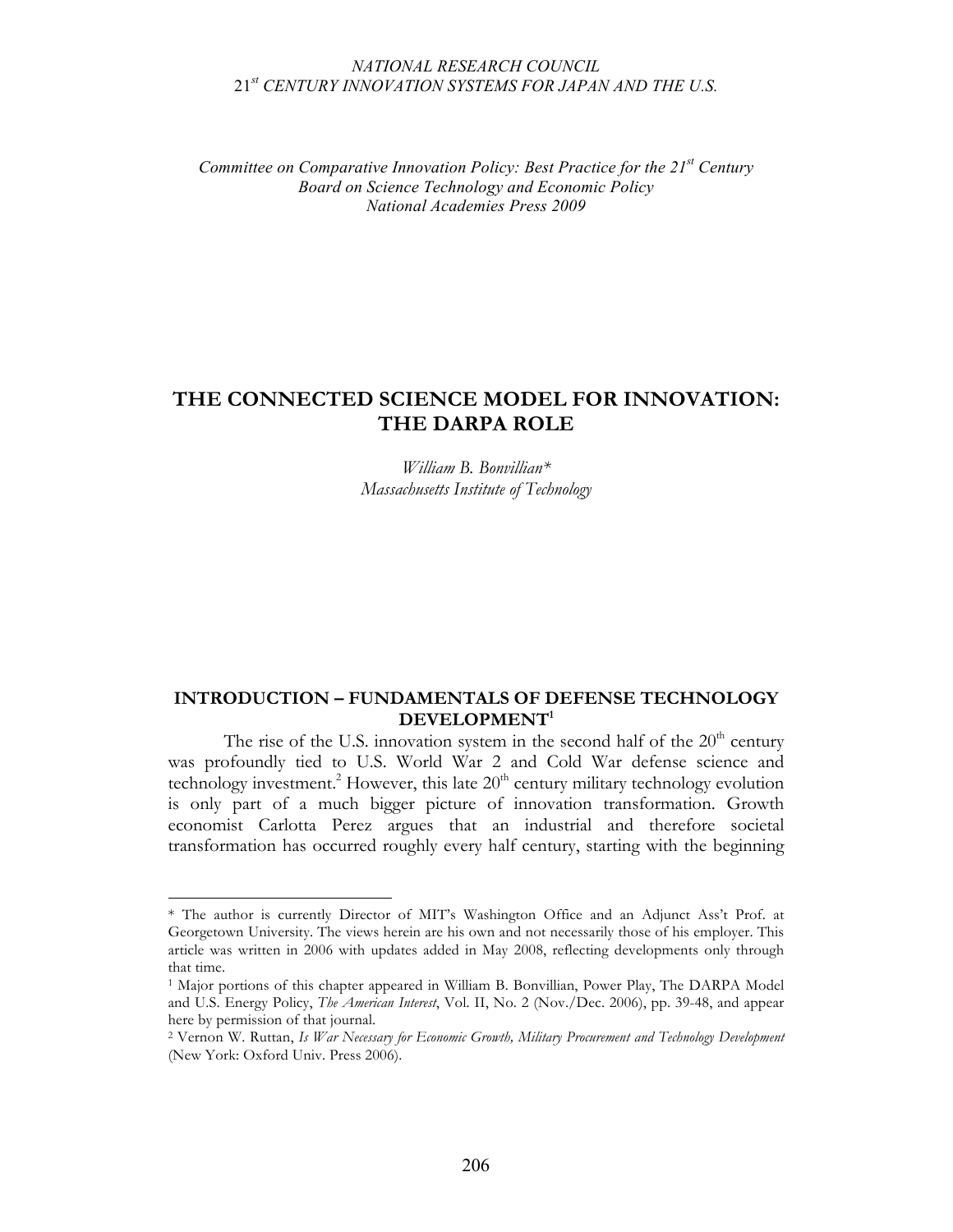*NATIONAL RESEARCH COUNCIL*
*21st CENTURY INNOVATION SYSTEMS FOR JAPAN AND THE U.S.*

*Committee on Comparative Innovation Policy: Best Practice for the 21st Century*
*Board on Science Technology and Economic Policy*
*National Academies Press 2009*

# THE CONNECTED SCIENCE MODEL FOR INNOVATION: THE DARPA ROLE

*William B. Bonvillian\**
*Massachusetts Institute of Technology*

## INTRODUCTION – FUNDAMENTALS OF DEFENSE TECHNOLOGY DEVELOPMENT[1]

The rise of the U.S. innovation system in the second half of the 20th century was profoundly tied to U.S. World War 2 and Cold War defense science and technology investment.[2] However, this late 20th century military technology evolution is only part of a much bigger picture of innovation transformation. Growth economist Carlotta Perez argues that an industrial and therefore societal transformation has occurred roughly every half century, starting with the beginning

---

\* The author is currently Director of MIT's Washington Office and an Adjunct Ass't Prof. at Georgetown University. The views herein are his own and not necessarily those of his employer. This article was written in 2006 with updates added in May 2008, reflecting developments only through that time.

[1] Major portions of this chapter appeared in William B. Bonvillian, Power Play, The DARPA Model and U.S. Energy Policy, *The American Interest*, Vol. II, No. 2 (Nov./Dec. 2006), pp. 39-48, and appear here by permission of that journal.

[2] Vernon W. Ruttan, *Is War Necessary for Economic Growth, Military Procurement and Technology Development* (New York: Oxford Univ. Press 2006).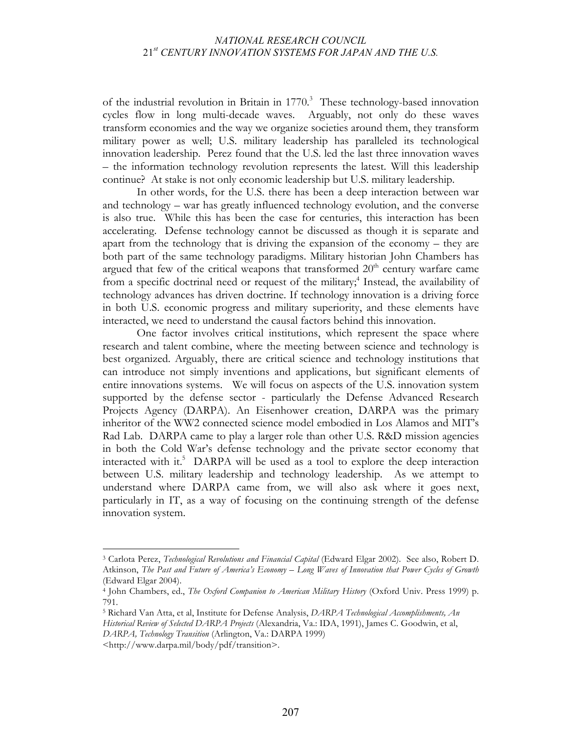of the industrial revolution in Britain in 1770.[3] These technology-based innovation cycles flow in long multi-decade waves. Arguably, not only do these waves transform economies and the way we organize societies around them, they transform military power as well; U.S. military leadership has paralleled its technological innovation leadership. Perez found that the U.S. led the last three innovation waves – the information technology revolution represents the latest. Will this leadership continue? At stake is not only economic leadership but U.S. military leadership.

In other words, for the U.S. there has been a deep interaction between war and technology – war has greatly influenced technology evolution, and the converse is also true. While this has been the case for centuries, this interaction has been accelerating. Defense technology cannot be discussed as though it is separate and apart from the technology that is driving the expansion of the economy – they are both part of the same technology paradigms. Military historian John Chambers has argued that few of the critical weapons that transformed 20th century warfare came from a specific doctrinal need or request of the military;[4] Instead, the availability of technology advances has driven doctrine. If technology innovation is a driving force in both U.S. economic progress and military superiority, and these elements have interacted, we need to understand the causal factors behind this innovation.

One factor involves critical institutions, which represent the space where research and talent combine, where the meeting between science and technology is best organized. Arguably, there are critical science and technology institutions that can introduce not simply inventions and applications, but significant elements of entire innovations systems. We will focus on aspects of the U.S. innovation system supported by the defense sector - particularly the Defense Advanced Research Projects Agency (DARPA). An Eisenhower creation, DARPA was the primary inheritor of the WW2 connected science model embodied in Los Alamos and MIT's Rad Lab. DARPA came to play a larger role than other U.S. R&D mission agencies in both the Cold War's defense technology and the private sector economy that interacted with it.[5] DARPA will be used as a tool to explore the deep interaction between U.S. military leadership and technology leadership. As we attempt to understand where DARPA came from, we will also ask where it goes next, particularly in IT, as a way of focusing on the continuing strength of the defense innovation system.

---

[3] Carlota Perez, *Technological Revolutions and Financial Capital* (Edward Elgar 2002). See also, Robert D. Atkinson, *The Past and Future of America's Economy – Long Waves of Innovation that Power Cycles of Growth* (Edward Elgar 2004).

[4] John Chambers, ed., *The Oxford Companion to American Military History* (Oxford Univ. Press 1999) p. 791.

[5] Richard Van Atta, et al, Institute for Defense Analysis, *DARPA Technological Accomplishments, An Historical Review of Selected DARPA Projects* (Alexandria, Va.: IDA, 1991), James C. Goodwin, et al, *DARPA, Technology Transition* (Arlington, Va.: DARPA 1999) <http://www.darpa.mil/body/pdf/transition>.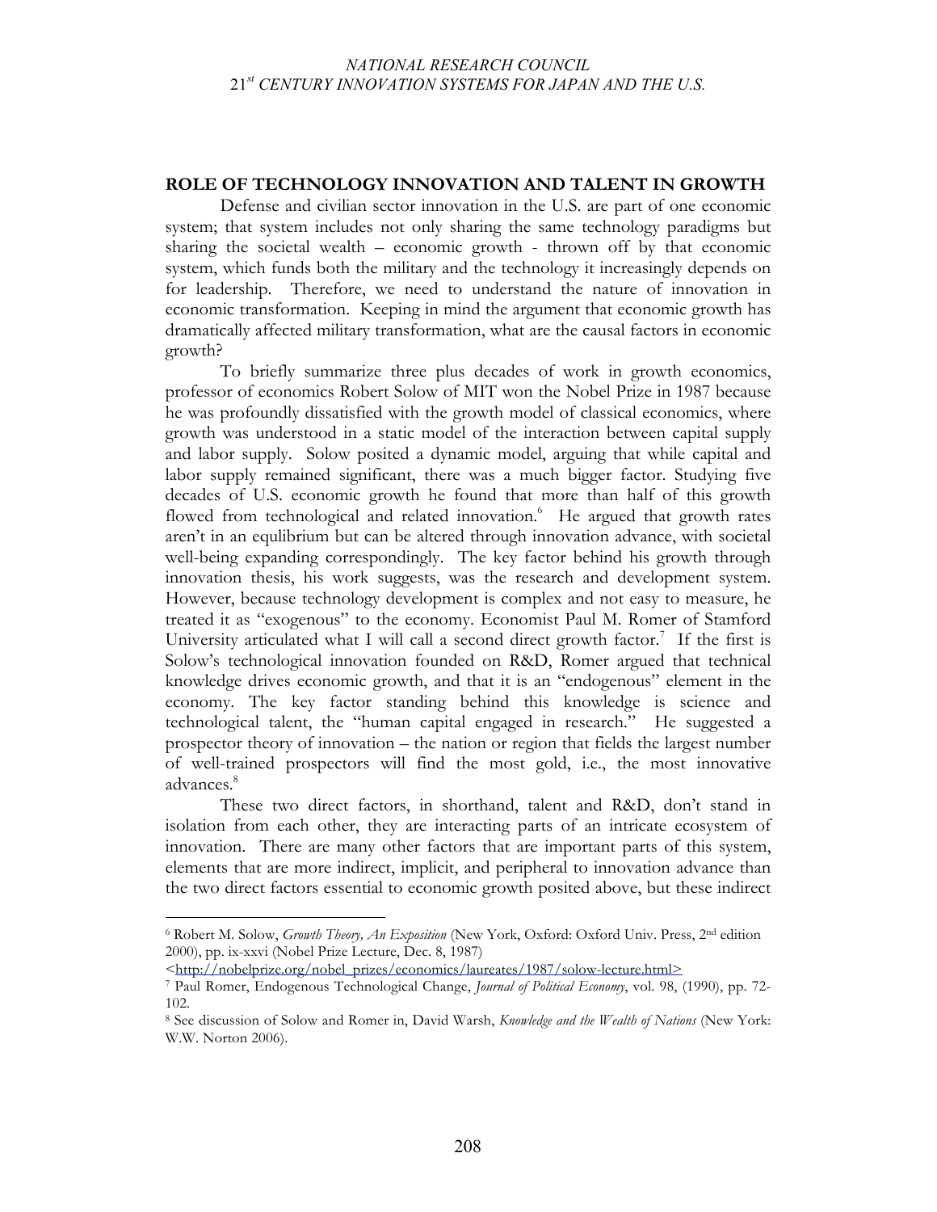## ROLE OF TECHNOLOGY INNOVATION AND TALENT IN GROWTH

Defense and civilian sector innovation in the U.S. are part of one economic system; that system includes not only sharing the same technology paradigms but sharing the societal wealth – economic growth - thrown off by that economic system, which funds both the military and the technology it increasingly depends on for leadership. Therefore, we need to understand the nature of innovation in economic transformation. Keeping in mind the argument that economic growth has dramatically affected military transformation, what are the causal factors in economic growth?

To briefly summarize three plus decades of work in growth economics, professor of economics Robert Solow of MIT won the Nobel Prize in 1987 because he was profoundly dissatisfied with the growth model of classical economics, where growth was understood in a static model of the interaction between capital supply and labor supply. Solow posited a dynamic model, arguing that while capital and labor supply remained significant, there was a much bigger factor. Studying five decades of U.S. economic growth he found that more than half of this growth flowed from technological and related innovation.[6] He argued that growth rates aren't in an equlibrium but can be altered through innovation advance, with societal well-being expanding correspondingly. The key factor behind his growth through innovation thesis, his work suggests, was the research and development system. However, because technology development is complex and not easy to measure, he treated it as "exogenous" to the economy. Economist Paul M. Romer of Stamford University articulated what I will call a second direct growth factor.[7] If the first is Solow's technological innovation founded on R&D, Romer argued that technical knowledge drives economic growth, and that it is an "endogenous" element in the economy. The key factor standing behind this knowledge is science and technological talent, the "human capital engaged in research." He suggested a prospector theory of innovation – the nation or region that fields the largest number of well-trained prospectors will find the most gold, i.e., the most innovative advances.[8]

These two direct factors, in shorthand, talent and R&D, don't stand in isolation from each other, they are interacting parts of an intricate ecosystem of innovation. There are many other factors that are important parts of this system, elements that are more indirect, implicit, and peripheral to innovation advance than the two direct factors essential to economic growth posited above, but these indirect

---

[6] Robert M. Solow, *Growth Theory, An Exposition* (New York, Oxford: Oxford Univ. Press, 2nd edition 2000), pp. ix-xxvi (Nobel Prize Lecture, Dec. 8, 1987) <http://nobelprize.org/nobel_prizes/economics/laureates/1987/solow-lecture.html>

[7] Paul Romer, Endogenous Technological Change, *Journal of Political Economy*, vol. 98, (1990), pp. 72-102.

[8] See discussion of Solow and Romer in, David Warsh, *Knowledge and the Wealth of Nations* (New York: W.W. Norton 2006).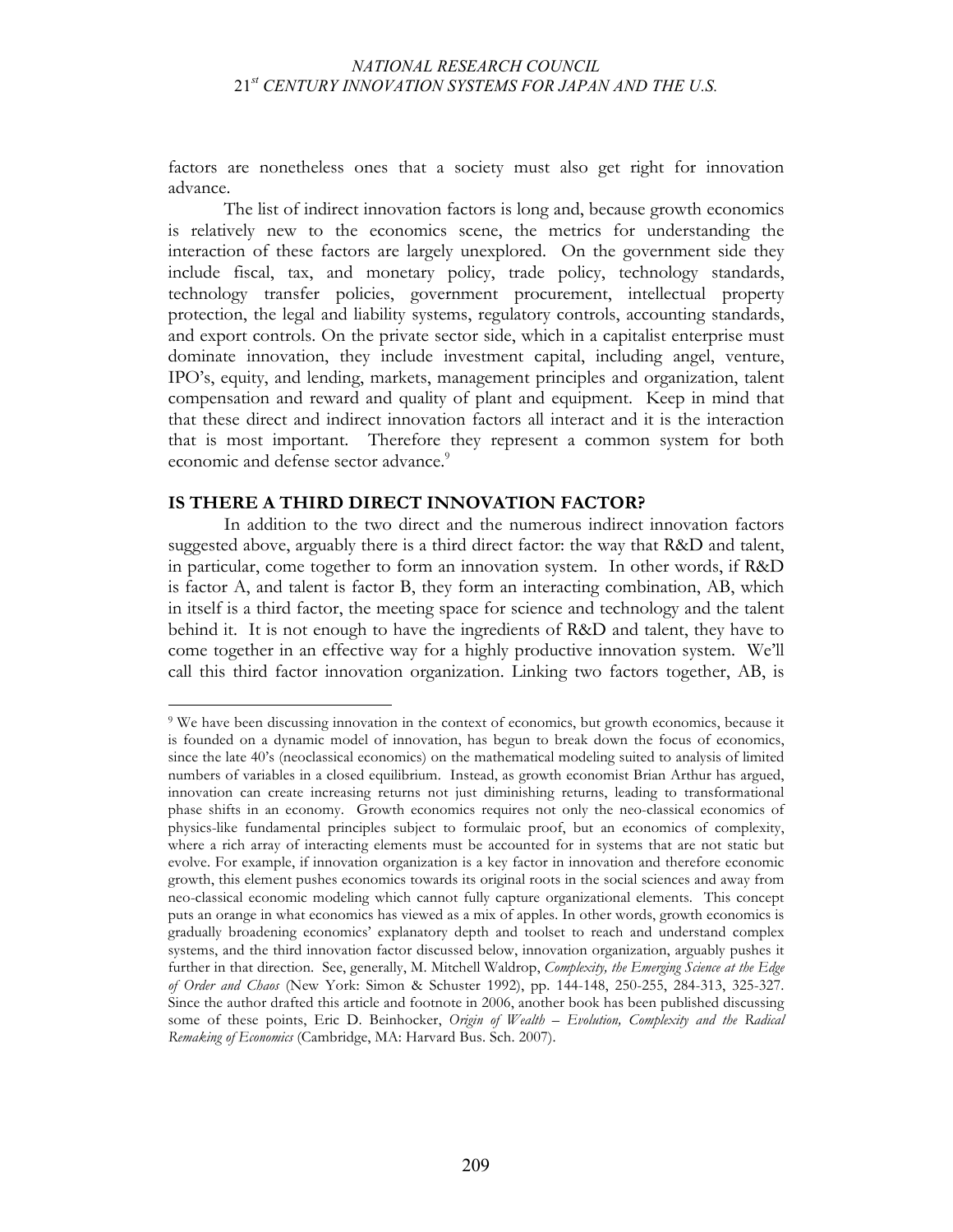factors are nonetheless ones that a society must also get right for innovation advance.

The list of indirect innovation factors is long and, because growth economics is relatively new to the economics scene, the metrics for understanding the interaction of these factors are largely unexplored. On the government side they include fiscal, tax, and monetary policy, trade policy, technology standards, technology transfer policies, government procurement, intellectual property protection, the legal and liability systems, regulatory controls, accounting standards, and export controls. On the private sector side, which in a capitalist enterprise must dominate innovation, they include investment capital, including angel, venture, IPO's, equity, and lending, markets, management principles and organization, talent compensation and reward and quality of plant and equipment. Keep in mind that that these direct and indirect innovation factors all interact and it is the interaction that is most important. Therefore they represent a common system for both economic and defense sector advance.[9]

## IS THERE A THIRD DIRECT INNOVATION FACTOR?

In addition to the two direct and the numerous indirect innovation factors suggested above, arguably there is a third direct factor: the way that R&D and talent, in particular, come together to form an innovation system. In other words, if R&D is factor A, and talent is factor B, they form an interacting combination, AB, which in itself is a third factor, the meeting space for science and technology and the talent behind it. It is not enough to have the ingredients of R&D and talent, they have to come together in an effective way for a highly productive innovation system. We'll call this third factor innovation organization. Linking two factors together, AB, is

---

[9] We have been discussing innovation in the context of economics, but growth economics, because it is founded on a dynamic model of innovation, has begun to break down the focus of economics, since the late 40's (neoclassical economics) on the mathematical modeling suited to analysis of limited numbers of variables in a closed equilibrium. Instead, as growth economist Brian Arthur has argued, innovation can create increasing returns not just diminishing returns, leading to transformational phase shifts in an economy. Growth economics requires not only the neo-classical economics of physics-like fundamental principles subject to formulaic proof, but an economics of complexity, where a rich array of interacting elements must be accounted for in systems that are not static but evolve. For example, if innovation organization is a key factor in innovation and therefore economic growth, this element pushes economics towards its original roots in the social sciences and away from neo-classical economic modeling which cannot fully capture organizational elements. This concept puts an orange in what economics has viewed as a mix of apples. In other words, growth economics is gradually broadening economics' explanatory depth and toolset to reach and understand complex systems, and the third innovation factor discussed below, innovation organization, arguably pushes it further in that direction. See, generally, M. Mitchell Waldrop, *Complexity, the Emerging Science at the Edge of Order and Chaos* (New York: Simon & Schuster 1992), pp. 144-148, 250-255, 284-313, 325-327. Since the author drafted this article and footnote in 2006, another book has been published discussing some of these points, Eric D. Beinhocker, *Origin of Wealth – Evolution, Complexity and the Radical Remaking of Economics* (Cambridge, MA: Harvard Bus. Sch. 2007).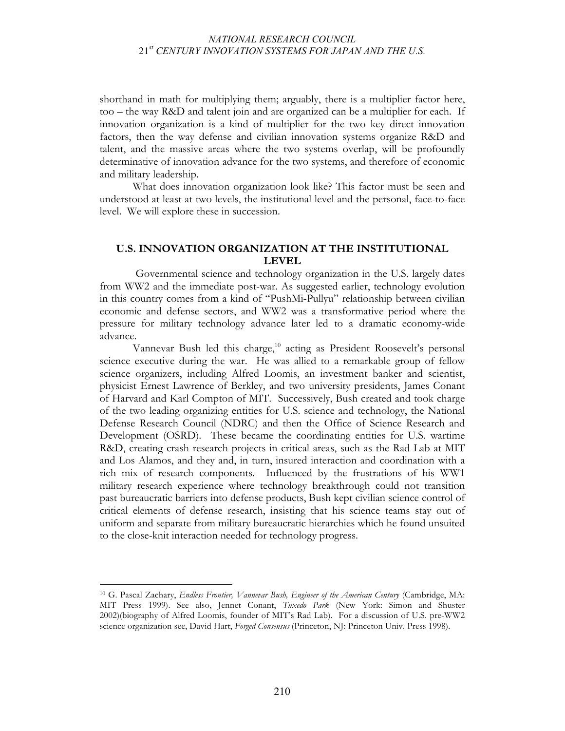shorthand in math for multiplying them; arguably, there is a multiplier factor here, too – the way R&D and talent join and are organized can be a multiplier for each. If innovation organization is a kind of multiplier for the two key direct innovation factors, then the way defense and civilian innovation systems organize R&D and talent, and the massive areas where the two systems overlap, will be profoundly determinative of innovation advance for the two systems, and therefore of economic and military leadership.

What does innovation organization look like? This factor must be seen and understood at least at two levels, the institutional level and the personal, face-to-face level. We will explore these in succession.

## U.S. INNOVATION ORGANIZATION AT THE INSTITUTIONAL LEVEL

Governmental science and technology organization in the U.S. largely dates from WW2 and the immediate post-war. As suggested earlier, technology evolution in this country comes from a kind of "PushMi-Pullyu" relationship between civilian economic and defense sectors, and WW2 was a transformative period where the pressure for military technology advance later led to a dramatic economy-wide advance.

Vannevar Bush led this charge,[10] acting as President Roosevelt's personal science executive during the war. He was allied to a remarkable group of fellow science organizers, including Alfred Loomis, an investment banker and scientist, physicist Ernest Lawrence of Berkley, and two university presidents, James Conant of Harvard and Karl Compton of MIT. Successively, Bush created and took charge of the two leading organizing entities for U.S. science and technology, the National Defense Research Council (NDRC) and then the Office of Science Research and Development (OSRD). These became the coordinating entities for U.S. wartime R&D, creating crash research projects in critical areas, such as the Rad Lab at MIT and Los Alamos, and they and, in turn, insured interaction and coordination with a rich mix of research components. Influenced by the frustrations of his WW1 military research experience where technology breakthrough could not transition past bureaucratic barriers into defense products, Bush kept civilian science control of critical elements of defense research, insisting that his science teams stay out of uniform and separate from military bureaucratic hierarchies which he found unsuited to the close-knit interaction needed for technology progress.

---

[10] G. Pascal Zachary, *Endless Frontier, Vannevar Bush, Engineer of the American Century* (Cambridge, MA: MIT Press 1999). See also, Jennet Conant, *Tuxedo Park* (New York: Simon and Shuster 2002)(biography of Alfred Loomis, founder of MIT's Rad Lab). For a discussion of U.S. pre-WW2 science organization see, David Hart, *Forged Consensus* (Princeton, NJ: Princeton Univ. Press 1998).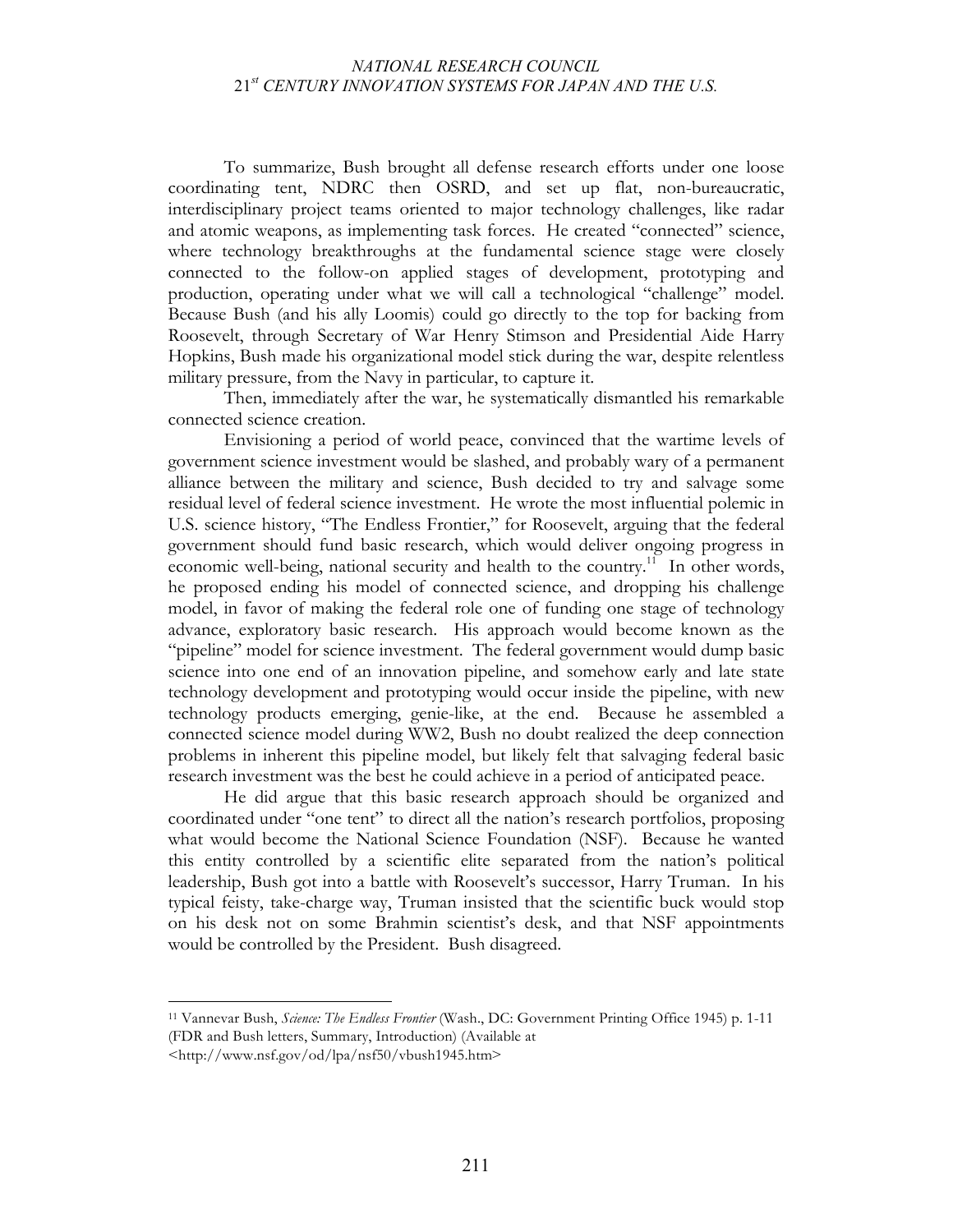To summarize, Bush brought all defense research efforts under one loose coordinating tent, NDRC then OSRD, and set up flat, non-bureaucratic, interdisciplinary project teams oriented to major technology challenges, like radar and atomic weapons, as implementing task forces. He created "connected" science, where technology breakthroughs at the fundamental science stage were closely connected to the follow-on applied stages of development, prototyping and production, operating under what we will call a technological "challenge" model. Because Bush (and his ally Loomis) could go directly to the top for backing from Roosevelt, through Secretary of War Henry Stimson and Presidential Aide Harry Hopkins, Bush made his organizational model stick during the war, despite relentless military pressure, from the Navy in particular, to capture it.

Then, immediately after the war, he systematically dismantled his remarkable connected science creation.

Envisioning a period of world peace, convinced that the wartime levels of government science investment would be slashed, and probably wary of a permanent alliance between the military and science, Bush decided to try and salvage some residual level of federal science investment. He wrote the most influential polemic in U.S. science history, "The Endless Frontier," for Roosevelt, arguing that the federal government should fund basic research, which would deliver ongoing progress in economic well-being, national security and health to the country.[11] In other words, he proposed ending his model of connected science, and dropping his challenge model, in favor of making the federal role one of funding one stage of technology advance, exploratory basic research. His approach would become known as the "pipeline" model for science investment. The federal government would dump basic science into one end of an innovation pipeline, and somehow early and late state technology development and prototyping would occur inside the pipeline, with new technology products emerging, genie-like, at the end. Because he assembled a connected science model during WW2, Bush no doubt realized the deep connection problems in inherent this pipeline model, but likely felt that salvaging federal basic research investment was the best he could achieve in a period of anticipated peace.

He did argue that this basic research approach should be organized and coordinated under "one tent" to direct all the nation's research portfolios, proposing what would become the National Science Foundation (NSF). Because he wanted this entity controlled by a scientific elite separated from the nation's political leadership, Bush got into a battle with Roosevelt's successor, Harry Truman. In his typical feisty, take-charge way, Truman insisted that the scientific buck would stop on his desk not on some Brahmin scientist's desk, and that NSF appointments would be controlled by the President. Bush disagreed.

---

[11] Vannevar Bush, *Science: The Endless Frontier* (Wash., DC: Government Printing Office 1945) p. 1-11 (FDR and Bush letters, Summary, Introduction) (Available at <http://www.nsf.gov/od/lpa/nsf50/vbush1945.htm>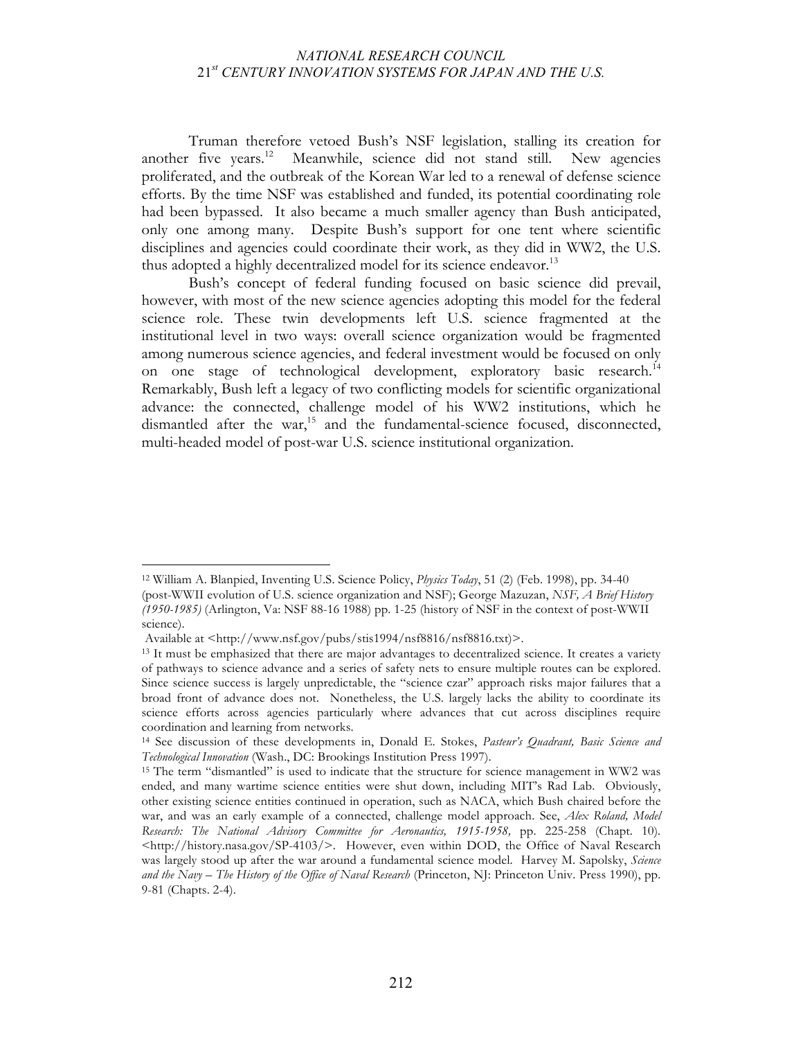Truman therefore vetoed Bush's NSF legislation, stalling its creation for another five years.[12] Meanwhile, science did not stand still. New agencies proliferated, and the outbreak of the Korean War led to a renewal of defense science efforts. By the time NSF was established and funded, its potential coordinating role had been bypassed. It also became a much smaller agency than Bush anticipated, only one among many. Despite Bush's support for one tent where scientific disciplines and agencies could coordinate their work, as they did in WW2, the U.S. thus adopted a highly decentralized model for its science endeavor.[13]

Bush's concept of federal funding focused on basic science did prevail, however, with most of the new science agencies adopting this model for the federal science role. These twin developments left U.S. science fragmented at the institutional level in two ways: overall science organization would be fragmented among numerous science agencies, and federal investment would be focused on only on one stage of technological development, exploratory basic research.[14] Remarkably, Bush left a legacy of two conflicting models for scientific organizational advance: the connected, challenge model of his WW2 institutions, which he dismantled after the war,[15] and the fundamental-science focused, disconnected, multi-headed model of post-war U.S. science institutional organization.

---

[12] William A. Blanpied, Inventing U.S. Science Policy, *Physics Today*, 51 (2) (Feb. 1998), pp. 34-40 (post-WWII evolution of U.S. science organization and NSF); George Mazuzan, *NSF, A Brief History (1950-1985)* (Arlington, Va: NSF 88-16 1988) pp. 1-25 (history of NSF in the context of post-WWII science).
Available at <http://www.nsf.gov/pubs/stis1994/nsf8816/nsf8816.txt)>.

[13] It must be emphasized that there are major advantages to decentralized science. It creates a variety of pathways to science advance and a series of safety nets to ensure multiple routes can be explored. Since science success is largely unpredictable, the "science czar" approach risks major failures that a broad front of advance does not. Nonetheless, the U.S. largely lacks the ability to coordinate its science efforts across agencies particularly where advances that cut across disciplines require coordination and learning from networks.

[14] See discussion of these developments in, Donald E. Stokes, *Pasteur's Quadrant, Basic Science and Technological Innovation* (Wash., DC: Brookings Institution Press 1997).

[15] The term "dismantled" is used to indicate that the structure for science management in WW2 was ended, and many wartime science entities were shut down, including MIT's Rad Lab. Obviously, other existing science entities continued in operation, such as NACA, which Bush chaired before the war, and was an early example of a connected, challenge model approach. See, *Alex Roland, Model Research: The National Advisory Committee for Aeronautics, 1915-1958,* pp. 225-258 (Chapt. 10). <http://history.nasa.gov/SP-4103/>. However, even within DOD, the Office of Naval Research was largely stood up after the war around a fundamental science model. Harvey M. Sapolsky, *Science and the Navy – The History of the Office of Naval Research* (Princeton, NJ: Princeton Univ. Press 1990), pp. 9-81 (Chapts. 2-4).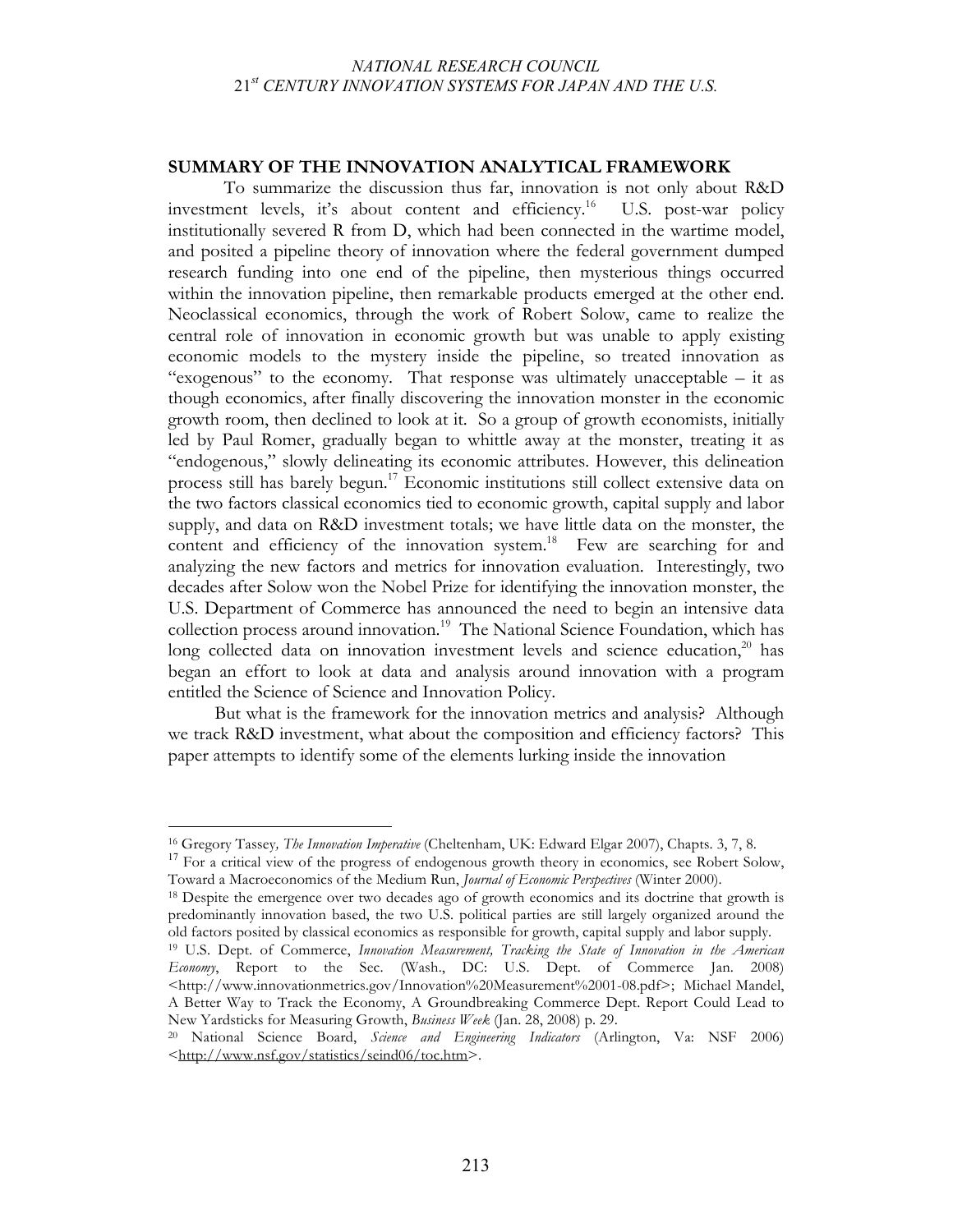## SUMMARY OF THE INNOVATION ANALYTICAL FRAMEWORK

To summarize the discussion thus far, innovation is not only about R&D investment levels, it's about content and efficiency.[16] U.S. post-war policy institutionally severed R from D, which had been connected in the wartime model, and posited a pipeline theory of innovation where the federal government dumped research funding into one end of the pipeline, then mysterious things occurred within the innovation pipeline, then remarkable products emerged at the other end. Neoclassical economics, through the work of Robert Solow, came to realize the central role of innovation in economic growth but was unable to apply existing economic models to the mystery inside the pipeline, so treated innovation as "exogenous" to the economy. That response was ultimately unacceptable – it as though economics, after finally discovering the innovation monster in the economic growth room, then declined to look at it. So a group of growth economists, initially led by Paul Romer, gradually began to whittle away at the monster, treating it as "endogenous," slowly delineating its economic attributes. However, this delineation process still has barely begun.[17] Economic institutions still collect extensive data on the two factors classical economics tied to economic growth, capital supply and labor supply, and data on R&D investment totals; we have little data on the monster, the content and efficiency of the innovation system.[18] Few are searching for and analyzing the new factors and metrics for innovation evaluation. Interestingly, two decades after Solow won the Nobel Prize for identifying the innovation monster, the U.S. Department of Commerce has announced the need to begin an intensive data collection process around innovation.[19] The National Science Foundation, which has long collected data on innovation investment levels and science education,[20] has began an effort to look at data and analysis around innovation with a program entitled the Science of Science and Innovation Policy.

But what is the framework for the innovation metrics and analysis? Although we track R&D investment, what about the composition and efficiency factors? This paper attempts to identify some of the elements lurking inside the innovation

---

[16] Gregory Tassey*, The Innovation Imperative* (Cheltenham, UK: Edward Elgar 2007), Chapts. 3, 7, 8.

[17] For a critical view of the progress of endogenous growth theory in economics, see Robert Solow, Toward a Macroeconomics of the Medium Run, *Journal of Economic Perspectives* (Winter 2000).

[18] Despite the emergence over two decades ago of growth economics and its doctrine that growth is predominantly innovation based, the two U.S. political parties are still largely organized around the old factors posited by classical economics as responsible for growth, capital supply and labor supply.

[19] U.S. Dept. of Commerce, *Innovation Measurement, Tracking the State of Innovation in the American Economy*, Report to the Sec. (Wash., DC: U.S. Dept. of Commerce Jan. 2008) <http://www.innovationmetrics.gov/Innovation%20Measurement%2001-08.pdf>; Michael Mandel, A Better Way to Track the Economy, A Groundbreaking Commerce Dept. Report Could Lead to New Yardsticks for Measuring Growth, *Business Week* (Jan. 28, 2008) p. 29.

[20] National Science Board, *Science and Engineering Indicators* (Arlington, Va: NSF 2006) <http://www.nsf.gov/statistics/seind06/toc.htm>.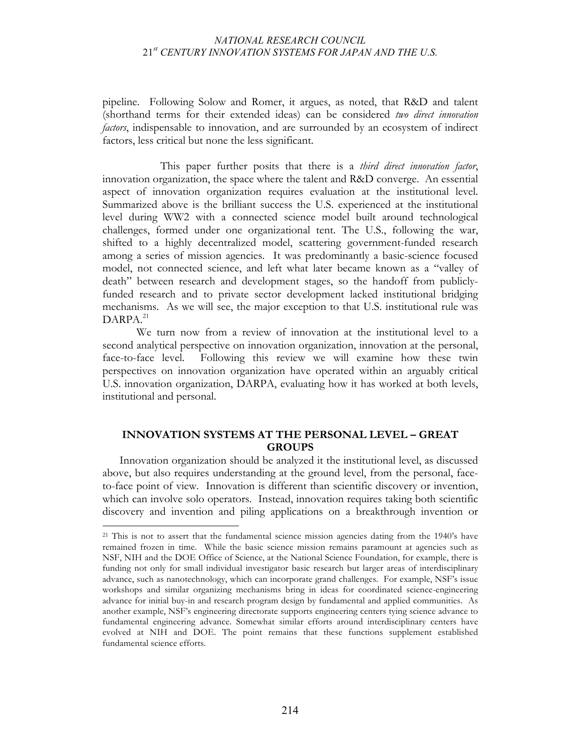pipeline. Following Solow and Romer, it argues, as noted, that R&D and talent (shorthand terms for their extended ideas) can be considered *two direct innovation factors*, indispensable to innovation, and are surrounded by an ecosystem of indirect factors, less critical but none the less significant.

This paper further posits that there is a *third direct innovation factor*, innovation organization, the space where the talent and R&D converge. An essential aspect of innovation organization requires evaluation at the institutional level. Summarized above is the brilliant success the U.S. experienced at the institutional level during WW2 with a connected science model built around technological challenges, formed under one organizational tent. The U.S., following the war, shifted to a highly decentralized model, scattering government-funded research among a series of mission agencies. It was predominantly a basic-science focused model, not connected science, and left what later became known as a "valley of death" between research and development stages, so the handoff from publicly-funded research and to private sector development lacked institutional bridging mechanisms. As we will see, the major exception to that U.S. institutional rule was DARPA.[21]

We turn now from a review of innovation at the institutional level to a second analytical perspective on innovation organization, innovation at the personal, face-to-face level. Following this review we will examine how these twin perspectives on innovation organization have operated within an arguably critical U.S. innovation organization, DARPA, evaluating how it has worked at both levels, institutional and personal.

## INNOVATION SYSTEMS AT THE PERSONAL LEVEL – GREAT GROUPS

Innovation organization should be analyzed it the institutional level, as discussed above, but also requires understanding at the ground level, from the personal, face-to-face point of view. Innovation is different than scientific discovery or invention, which can involve solo operators. Instead, innovation requires taking both scientific discovery and invention and piling applications on a breakthrough invention or

---

[21] This is not to assert that the fundamental science mission agencies dating from the 1940's have remained frozen in time. While the basic science mission remains paramount at agencies such as NSF, NIH and the DOE Office of Science, at the National Science Foundation, for example, there is funding not only for small individual investigator basic research but larger areas of interdisciplinary advance, such as nanotechnology, which can incorporate grand challenges. For example, NSF's issue workshops and similar organizing mechanisms bring in ideas for coordinated science-engineering advance for initial buy-in and research program design by fundamental and applied communities. As another example, NSF's engineering directorate supports engineering centers tying science advance to fundamental engineering advance. Somewhat similar efforts around interdisciplinary centers have evolved at NIH and DOE. The point remains that these functions supplement established fundamental science efforts.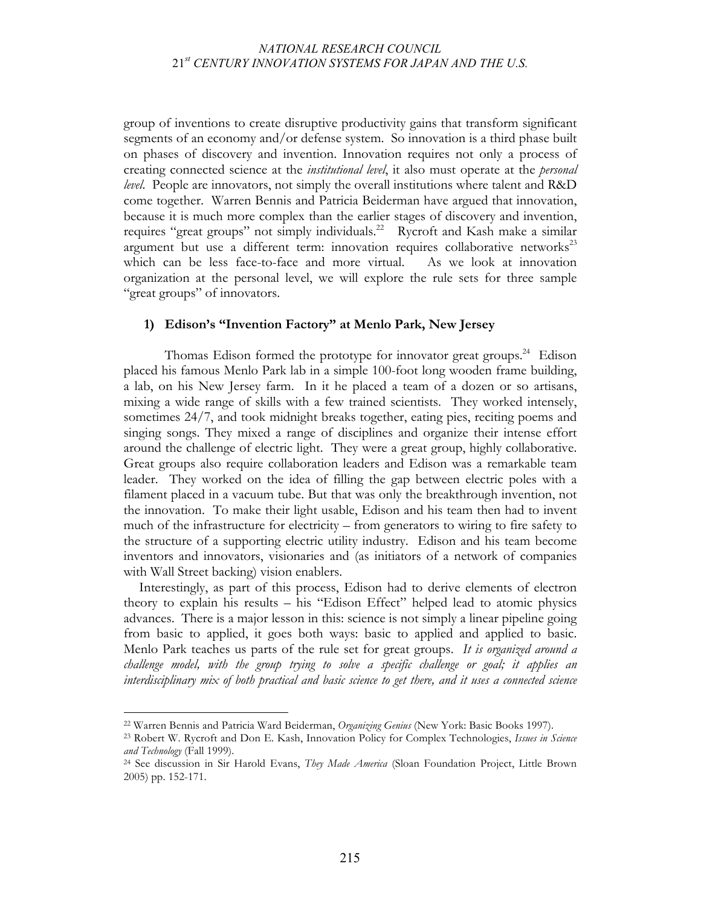group of inventions to create disruptive productivity gains that transform significant segments of an economy and/or defense system. So innovation is a third phase built on phases of discovery and invention. Innovation requires not only a process of creating connected science at the *institutional level*, it also must operate at the *personal level*. People are innovators, not simply the overall institutions where talent and R&D come together. Warren Bennis and Patricia Beiderman have argued that innovation, because it is much more complex than the earlier stages of discovery and invention, requires "great groups" not simply individuals.[22] Rycroft and Kash make a similar argument but use a different term: innovation requires collaborative networks[23] which can be less face-to-face and more virtual. As we look at innovation organization at the personal level, we will explore the rule sets for three sample "great groups" of innovators.

### 1) Edison's "Invention Factory" at Menlo Park, New Jersey

Thomas Edison formed the prototype for innovator great groups.[24] Edison placed his famous Menlo Park lab in a simple 100-foot long wooden frame building, a lab, on his New Jersey farm. In it he placed a team of a dozen or so artisans, mixing a wide range of skills with a few trained scientists. They worked intensely, sometimes 24/7, and took midnight breaks together, eating pies, reciting poems and singing songs. They mixed a range of disciplines and organize their intense effort around the challenge of electric light. They were a great group, highly collaborative. Great groups also require collaboration leaders and Edison was a remarkable team leader. They worked on the idea of filling the gap between electric poles with a filament placed in a vacuum tube. But that was only the breakthrough invention, not the innovation. To make their light usable, Edison and his team then had to invent much of the infrastructure for electricity – from generators to wiring to fire safety to the structure of a supporting electric utility industry. Edison and his team become inventors and innovators, visionaries and (as initiators of a network of companies with Wall Street backing) vision enablers.

Interestingly, as part of this process, Edison had to derive elements of electron theory to explain his results – his "Edison Effect" helped lead to atomic physics advances. There is a major lesson in this: science is not simply a linear pipeline going from basic to applied, it goes both ways: basic to applied and applied to basic. Menlo Park teaches us parts of the rule set for great groups. *It is organized around a challenge model, with the group trying to solve a specific challenge or goal; it applies an interdisciplinary mix of both practical and basic science to get there, and it uses a connected science*

---

[22] Warren Bennis and Patricia Ward Beiderman, *Organizing Genius* (New York: Basic Books 1997).

[23] Robert W. Rycroft and Don E. Kash, Innovation Policy for Complex Technologies, *Issues in Science and Technology* (Fall 1999).

[24] See discussion in Sir Harold Evans, *They Made America* (Sloan Foundation Project, Little Brown 2005) pp. 152-171.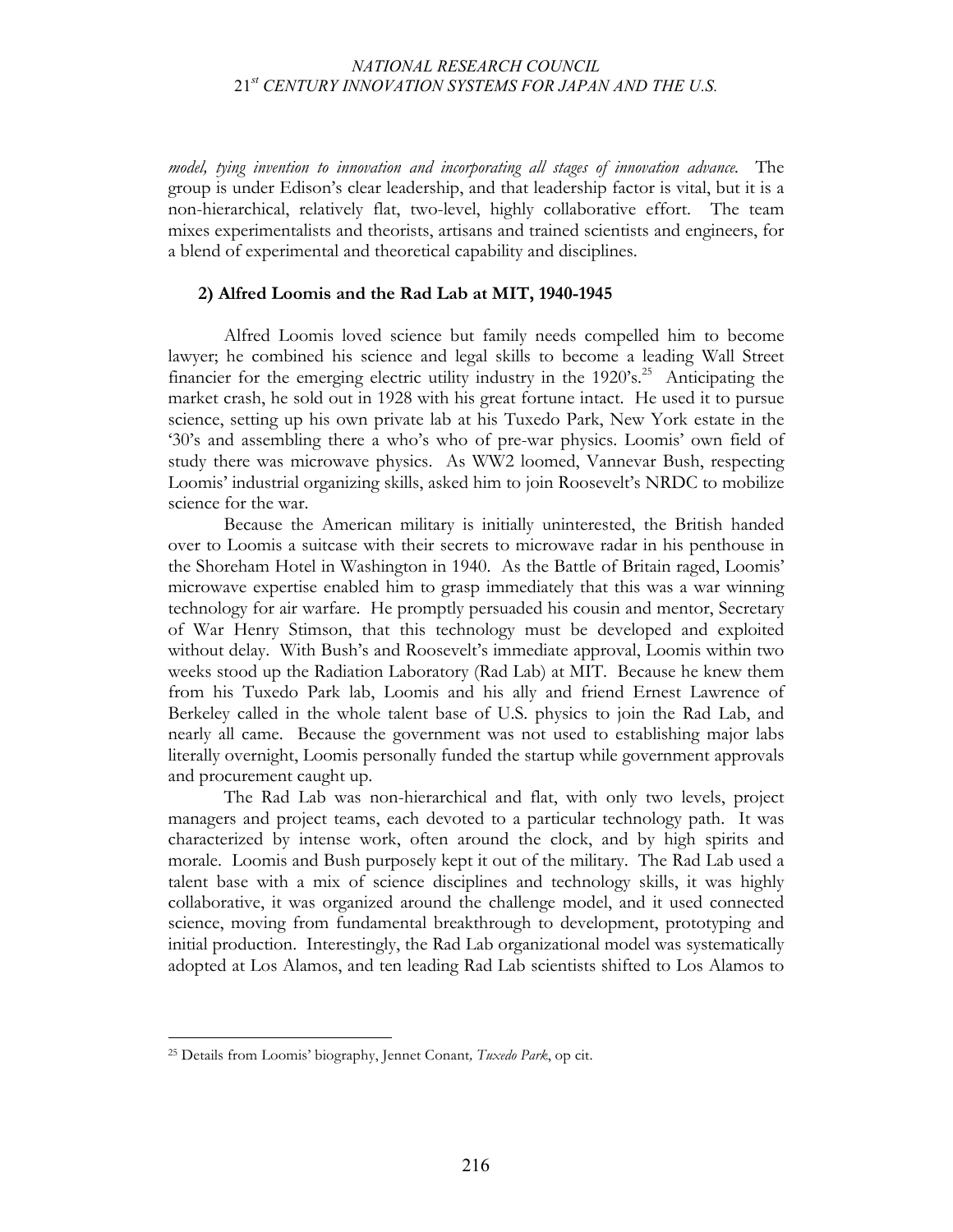*model, tying invention to innovation and incorporating all stages of innovation advance.* The group is under Edison's clear leadership, and that leadership factor is vital, but it is a non-hierarchical, relatively flat, two-level, highly collaborative effort. The team mixes experimentalists and theorists, artisans and trained scientists and engineers, for a blend of experimental and theoretical capability and disciplines.

### 2) Alfred Loomis and the Rad Lab at MIT, 1940-1945

Alfred Loomis loved science but family needs compelled him to become lawyer; he combined his science and legal skills to become a leading Wall Street financier for the emerging electric utility industry in the 1920's.[25] Anticipating the market crash, he sold out in 1928 with his great fortune intact. He used it to pursue science, setting up his own private lab at his Tuxedo Park, New York estate in the '30's and assembling there a who's who of pre-war physics. Loomis' own field of study there was microwave physics. As WW2 loomed, Vannevar Bush, respecting Loomis' industrial organizing skills, asked him to join Roosevelt's NRDC to mobilize science for the war.

Because the American military is initially uninterested, the British handed over to Loomis a suitcase with their secrets to microwave radar in his penthouse in the Shoreham Hotel in Washington in 1940. As the Battle of Britain raged, Loomis' microwave expertise enabled him to grasp immediately that this was a war winning technology for air warfare. He promptly persuaded his cousin and mentor, Secretary of War Henry Stimson, that this technology must be developed and exploited without delay. With Bush's and Roosevelt's immediate approval, Loomis within two weeks stood up the Radiation Laboratory (Rad Lab) at MIT. Because he knew them from his Tuxedo Park lab, Loomis and his ally and friend Ernest Lawrence of Berkeley called in the whole talent base of U.S. physics to join the Rad Lab, and nearly all came. Because the government was not used to establishing major labs literally overnight, Loomis personally funded the startup while government approvals and procurement caught up.

The Rad Lab was non-hierarchical and flat, with only two levels, project managers and project teams, each devoted to a particular technology path. It was characterized by intense work, often around the clock, and by high spirits and morale. Loomis and Bush purposely kept it out of the military. The Rad Lab used a talent base with a mix of science disciplines and technology skills, it was highly collaborative, it was organized around the challenge model, and it used connected science, moving from fundamental breakthrough to development, prototyping and initial production. Interestingly, the Rad Lab organizational model was systematically adopted at Los Alamos, and ten leading Rad Lab scientists shifted to Los Alamos to

---

[25] Details from Loomis' biography, Jennet Conant, *Tuxedo Park*, op cit.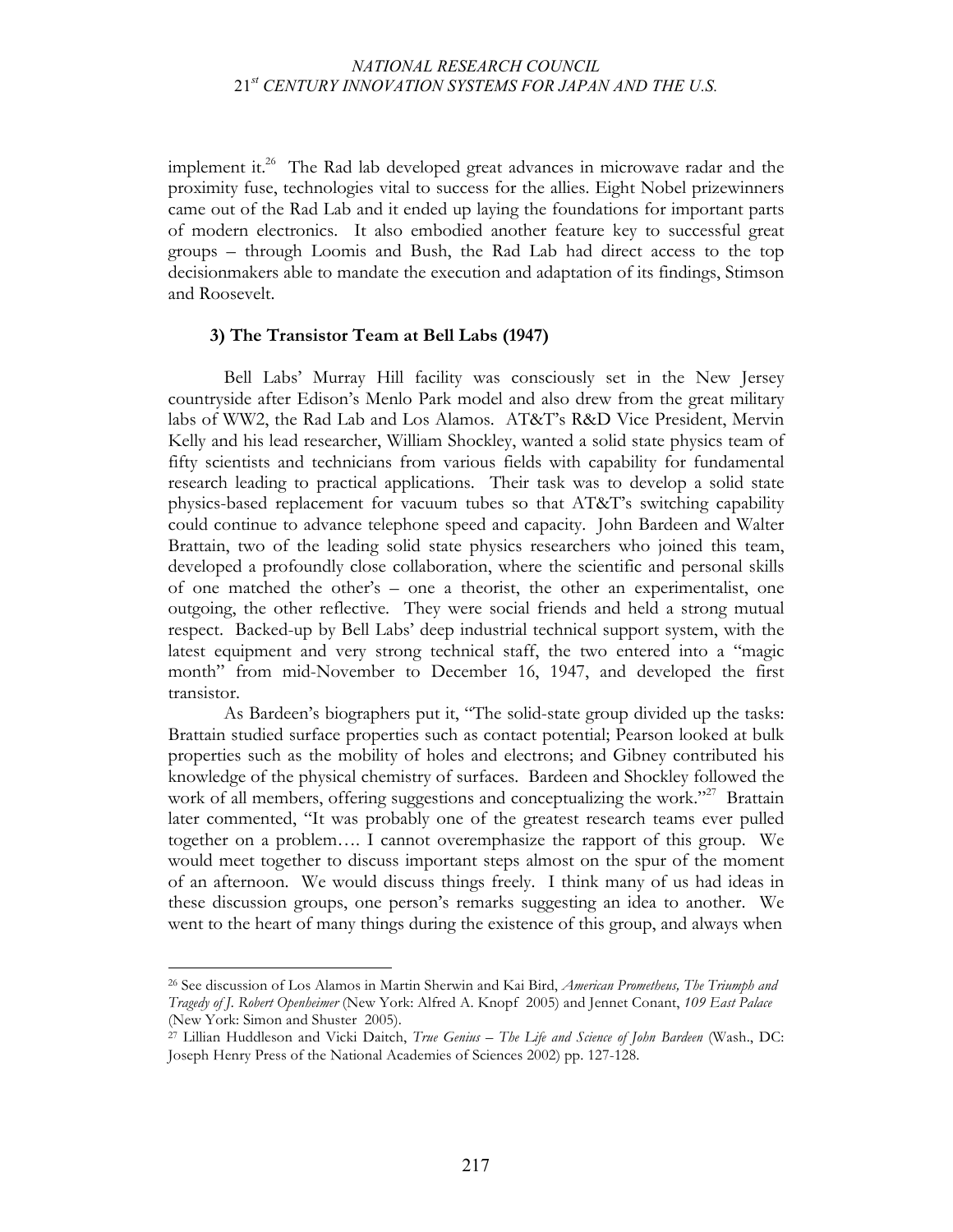implement it.[26] The Rad lab developed great advances in microwave radar and the proximity fuse, technologies vital to success for the allies. Eight Nobel prizewinners came out of the Rad Lab and it ended up laying the foundations for important parts of modern electronics. It also embodied another feature key to successful great groups – through Loomis and Bush, the Rad Lab had direct access to the top decisionmakers able to mandate the execution and adaptation of its findings, Stimson and Roosevelt.

### 3) The Transistor Team at Bell Labs (1947)

Bell Labs' Murray Hill facility was consciously set in the New Jersey countryside after Edison's Menlo Park model and also drew from the great military labs of WW2, the Rad Lab and Los Alamos. AT&T's R&D Vice President, Mervin Kelly and his lead researcher, William Shockley, wanted a solid state physics team of fifty scientists and technicians from various fields with capability for fundamental research leading to practical applications. Their task was to develop a solid state physics-based replacement for vacuum tubes so that AT&T's switching capability could continue to advance telephone speed and capacity. John Bardeen and Walter Brattain, two of the leading solid state physics researchers who joined this team, developed a profoundly close collaboration, where the scientific and personal skills of one matched the other's – one a theorist, the other an experimentalist, one outgoing, the other reflective. They were social friends and held a strong mutual respect. Backed-up by Bell Labs' deep industrial technical support system, with the latest equipment and very strong technical staff, the two entered into a "magic month" from mid-November to December 16, 1947, and developed the first transistor.

As Bardeen's biographers put it, "The solid-state group divided up the tasks: Brattain studied surface properties such as contact potential; Pearson looked at bulk properties such as the mobility of holes and electrons; and Gibney contributed his knowledge of the physical chemistry of surfaces. Bardeen and Shockley followed the work of all members, offering suggestions and conceptualizing the work."[27] Brattain later commented, "It was probably one of the greatest research teams ever pulled together on a problem…. I cannot overemphasize the rapport of this group. We would meet together to discuss important steps almost on the spur of the moment of an afternoon. We would discuss things freely. I think many of us had ideas in these discussion groups, one person's remarks suggesting an idea to another. We went to the heart of many things during the existence of this group, and always when

---

[26] See discussion of Los Alamos in Martin Sherwin and Kai Bird, *American Prometheus, The Triumph and Tragedy of J. Robert Openheimer* (New York: Alfred A. Knopf 2005) and Jennet Conant, *109 East Palace* (New York: Simon and Shuster 2005).

[27] Lillian Huddleson and Vicki Daitch, *True Genius – The Life and Science of John Bardeen* (Wash., DC: Joseph Henry Press of the National Academies of Sciences 2002) pp. 127-128.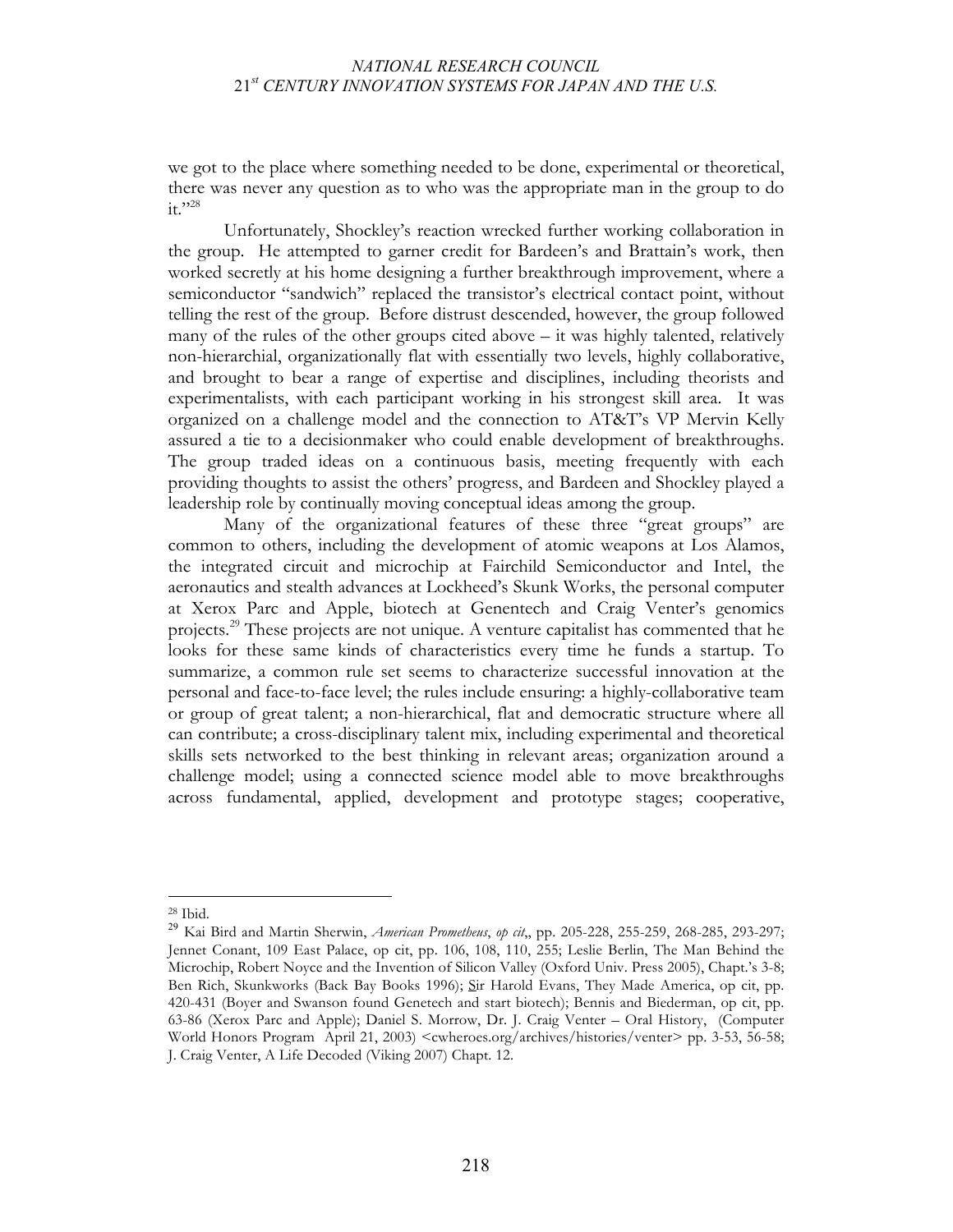we got to the place where something needed to be done, experimental or theoretical, there was never any question as to who was the appropriate man in the group to do it."[28]

Unfortunately, Shockley's reaction wrecked further working collaboration in the group. He attempted to garner credit for Bardeen's and Brattain's work, then worked secretly at his home designing a further breakthrough improvement, where a semiconductor "sandwich" replaced the transistor's electrical contact point, without telling the rest of the group. Before distrust descended, however, the group followed many of the rules of the other groups cited above – it was highly talented, relatively non-hierarchial, organizationally flat with essentially two levels, highly collaborative, and brought to bear a range of expertise and disciplines, including theorists and experimentalists, with each participant working in his strongest skill area. It was organized on a challenge model and the connection to AT&T's VP Mervin Kelly assured a tie to a decisionmaker who could enable development of breakthroughs. The group traded ideas on a continuous basis, meeting frequently with each providing thoughts to assist the others' progress, and Bardeen and Shockley played a leadership role by continually moving conceptual ideas among the group.

Many of the organizational features of these three "great groups" are common to others, including the development of atomic weapons at Los Alamos, the integrated circuit and microchip at Fairchild Semiconductor and Intel, the aeronautics and stealth advances at Lockheed's Skunk Works, the personal computer at Xerox Parc and Apple, biotech at Genentech and Craig Venter's genomics projects.[29] These projects are not unique. A venture capitalist has commented that he looks for these same kinds of characteristics every time he funds a startup. To summarize, a common rule set seems to characterize successful innovation at the personal and face-to-face level; the rules include ensuring: a highly-collaborative team or group of great talent; a non-hierarchical, flat and democratic structure where all can contribute; a cross-disciplinary talent mix, including experimental and theoretical skills sets networked to the best thinking in relevant areas; organization around a challenge model; using a connected science model able to move breakthroughs across fundamental, applied, development and prototype stages; cooperative,

---

[28] Ibid.

[29] Kai Bird and Martin Sherwin, *American Prometheus*, *op cit*,, pp. 205-228, 255-259, 268-285, 293-297; Jennet Conant, 109 East Palace, op cit, pp. 106, 108, 110, 255; Leslie Berlin, The Man Behind the Microchip, Robert Noyce and the Invention of Silicon Valley (Oxford Univ. Press 2005), Chapt.'s 3-8; Ben Rich, Skunkworks (Back Bay Books 1996); Sir Harold Evans, They Made America, op cit, pp. 420-431 (Boyer and Swanson found Genetech and start biotech); Bennis and Biederman, op cit, pp. 63-86 (Xerox Parc and Apple); Daniel S. Morrow, Dr. J. Craig Venter – Oral History, (Computer World Honors Program April 21, 2003) <cwheroes.org/archives/histories/venter> pp. 3-53, 56-58; J. Craig Venter, A Life Decoded (Viking 2007) Chapt. 12.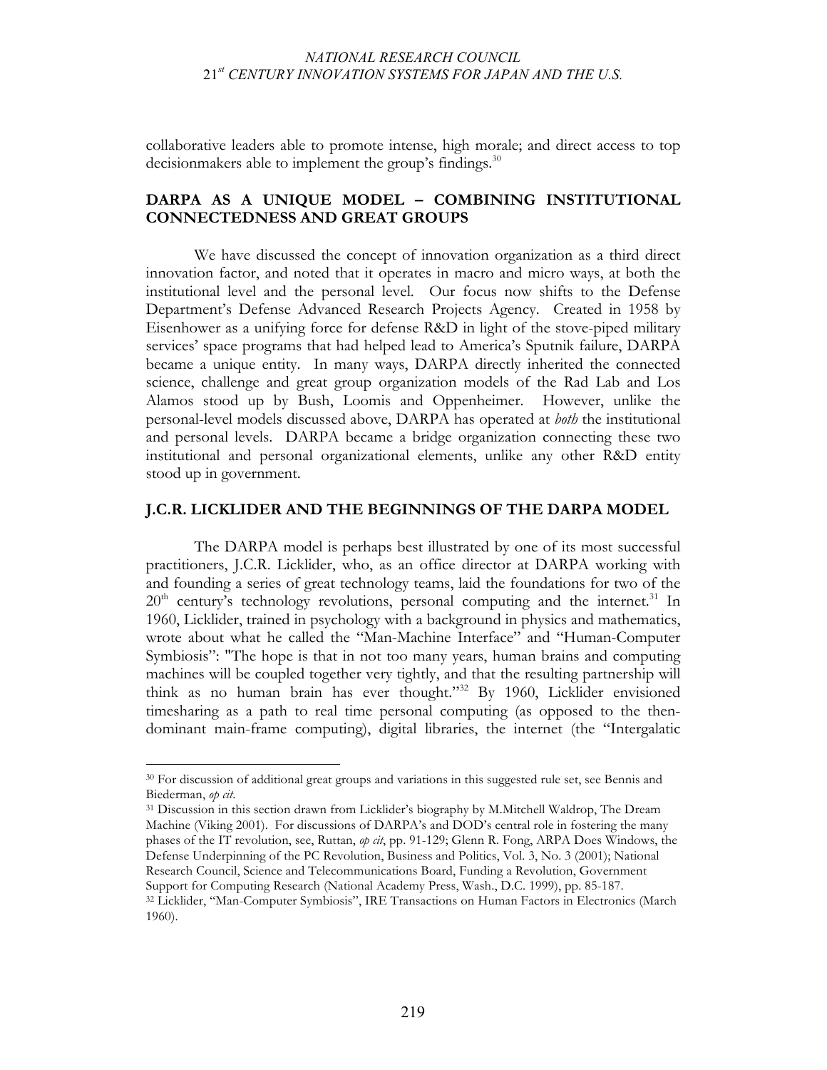collaborative leaders able to promote intense, high morale; and direct access to top decisionmakers able to implement the group's findings.[30]

## DARPA AS A UNIQUE MODEL – COMBINING INSTITUTIONAL CONNECTEDNESS AND GREAT GROUPS

We have discussed the concept of innovation organization as a third direct innovation factor, and noted that it operates in macro and micro ways, at both the institutional level and the personal level. Our focus now shifts to the Defense Department's Defense Advanced Research Projects Agency. Created in 1958 by Eisenhower as a unifying force for defense R&D in light of the stove-piped military services' space programs that had helped lead to America's Sputnik failure, DARPA became a unique entity. In many ways, DARPA directly inherited the connected science, challenge and great group organization models of the Rad Lab and Los Alamos stood up by Bush, Loomis and Oppenheimer. However, unlike the personal-level models discussed above, DARPA has operated at *both* the institutional and personal levels. DARPA became a bridge organization connecting these two institutional and personal organizational elements, unlike any other R&D entity stood up in government.

## J.C.R. LICKLIDER AND THE BEGINNINGS OF THE DARPA MODEL

The DARPA model is perhaps best illustrated by one of its most successful practitioners, J.C.R. Licklider, who, as an office director at DARPA working with and founding a series of great technology teams, laid the foundations for two of the 20th century's technology revolutions, personal computing and the internet.[31] In 1960, Licklider, trained in psychology with a background in physics and mathematics, wrote about what he called the "Man-Machine Interface" and "Human-Computer Symbiosis": "The hope is that in not too many years, human brains and computing machines will be coupled together very tightly, and that the resulting partnership will think as no human brain has ever thought."[32] By 1960, Licklider envisioned timesharing as a path to real time personal computing (as opposed to the then-dominant main-frame computing), digital libraries, the internet (the "Intergalatic

---

[30] For discussion of additional great groups and variations in this suggested rule set, see Bennis and Biederman, *op cit*.

[31] Discussion in this section drawn from Licklider's biography by M.Mitchell Waldrop, The Dream Machine (Viking 2001). For discussions of DARPA's and DOD's central role in fostering the many phases of the IT revolution, see, Ruttan, *op cit*, pp. 91-129; Glenn R. Fong, ARPA Does Windows, the Defense Underpinning of the PC Revolution, Business and Politics, Vol. 3, No. 3 (2001); National Research Council, Science and Telecommunications Board, Funding a Revolution, Government Support for Computing Research (National Academy Press, Wash., D.C. 1999), pp. 85-187.

[32] Licklider, "Man-Computer Symbiosis", IRE Transactions on Human Factors in Electronics (March 1960).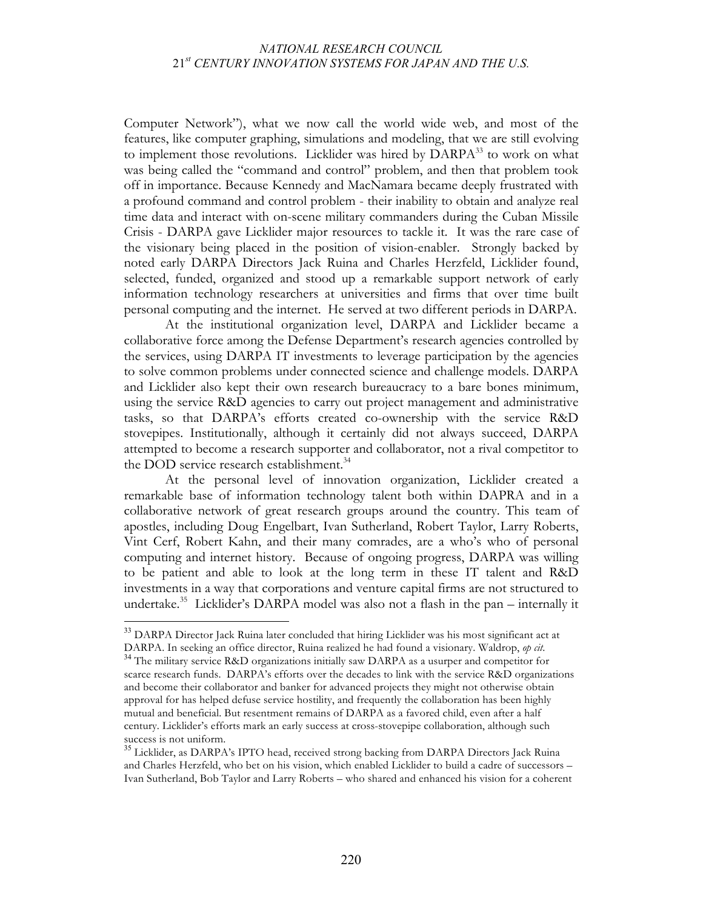Computer Network"), what we now call the world wide web, and most of the features, like computer graphing, simulations and modeling, that we are still evolving to implement those revolutions. Licklider was hired by DARPA[33] to work on what was being called the "command and control" problem, and then that problem took off in importance. Because Kennedy and MacNamara became deeply frustrated with a profound command and control problem - their inability to obtain and analyze real time data and interact with on-scene military commanders during the Cuban Missile Crisis - DARPA gave Licklider major resources to tackle it. It was the rare case of the visionary being placed in the position of vision-enabler. Strongly backed by noted early DARPA Directors Jack Ruina and Charles Herzfeld, Licklider found, selected, funded, organized and stood up a remarkable support network of early information technology researchers at universities and firms that over time built personal computing and the internet. He served at two different periods in DARPA.

At the institutional organization level, DARPA and Licklider became a collaborative force among the Defense Department's research agencies controlled by the services, using DARPA IT investments to leverage participation by the agencies to solve common problems under connected science and challenge models. DARPA and Licklider also kept their own research bureaucracy to a bare bones minimum, using the service R&D agencies to carry out project management and administrative tasks, so that DARPA's efforts created co-ownership with the service R&D stovepipes. Institutionally, although it certainly did not always succeed, DARPA attempted to become a research supporter and collaborator, not a rival competitor to the DOD service research establishment.[34]

At the personal level of innovation organization, Licklider created a remarkable base of information technology talent both within DAPRA and in a collaborative network of great research groups around the country. This team of apostles, including Doug Engelbart, Ivan Sutherland, Robert Taylor, Larry Roberts, Vint Cerf, Robert Kahn, and their many comrades, are a who's who of personal computing and internet history. Because of ongoing progress, DARPA was willing to be patient and able to look at the long term in these IT talent and R&D investments in a way that corporations and venture capital firms are not structured to undertake.[35] Licklider's DARPA model was also not a flash in the pan – internally it

---

[33] DARPA Director Jack Ruina later concluded that hiring Licklider was his most significant act at DARPA. In seeking an office director, Ruina realized he had found a visionary. Waldrop, *op cit*.

[34] The military service R&D organizations initially saw DARPA as a usurper and competitor for scarce research funds. DARPA's efforts over the decades to link with the service R&D organizations and become their collaborator and banker for advanced projects they might not otherwise obtain approval for has helped defuse service hostility, and frequently the collaboration has been highly mutual and beneficial. But resentment remains of DARPA as a favored child, even after a half century. Licklider's efforts mark an early success at cross-stovepipe collaboration, although such success is not uniform.

[35] Licklider, as DARPA's IPTO head, received strong backing from DARPA Directors Jack Ruina and Charles Herzfeld, who bet on his vision, which enabled Licklider to build a cadre of successors – Ivan Sutherland, Bob Taylor and Larry Roberts – who shared and enhanced his vision for a coherent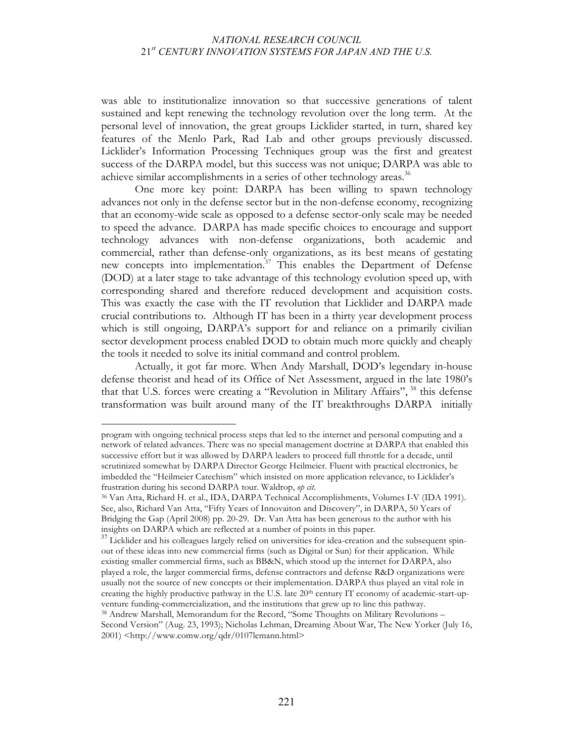was able to institutionalize innovation so that successive generations of talent sustained and kept renewing the technology revolution over the long term. At the personal level of innovation, the great groups Licklider started, in turn, shared key features of the Menlo Park, Rad Lab and other groups previously discussed. Licklider's Information Processing Techniques group was the first and greatest success of the DARPA model, but this success was not unique; DARPA was able to achieve similar accomplishments in a series of other technology areas.[36]

One more key point: DARPA has been willing to spawn technology advances not only in the defense sector but in the non-defense economy, recognizing that an economy-wide scale as opposed to a defense sector-only scale may be needed to speed the advance. DARPA has made specific choices to encourage and support technology advances with non-defense organizations, both academic and commercial, rather than defense-only organizations, as its best means of gestating new concepts into implementation.[37] This enables the Department of Defense (DOD) at a later stage to take advantage of this technology evolution speed up, with corresponding shared and therefore reduced development and acquisition costs. This was exactly the case with the IT revolution that Licklider and DARPA made crucial contributions to. Although IT has been in a thirty year development process which is still ongoing, DARPA's support for and reliance on a primarily civilian sector development process enabled DOD to obtain much more quickly and cheaply the tools it needed to solve its initial command and control problem.

Actually, it got far more. When Andy Marshall, DOD's legendary in-house defense theorist and head of its Office of Net Assessment, argued in the late 1980's that that U.S. forces were creating a "Revolution in Military Affairs", [38] this defense transformation was built around many of the IT breakthroughs DARPA initially

---

program with ongoing technical process steps that led to the internet and personal computing and a network of related advances. There was no special management doctrine at DARPA that enabled this successive effort but it was allowed by DARPA leaders to proceed full throttle for a decade, until scrutinized somewhat by DARPA Director George Heilmeier. Fluent with practical electronics, he imbedded the "Heilmeier Catechism" which insisted on more application relevance, to Licklider's frustration during his second DARPA tour. Waldrop, *op cit*.

[36] Van Atta, Richard H. et al., IDA, DARPA Technical Accomplishments, Volumes I-V (IDA 1991). See, also, Richard Van Atta, "Fifty Years of Innovaiton and Discovery", in DARPA, 50 Years of Bridging the Gap (April 2008) pp. 20-29. Dr. Van Atta has been generous to the author with his insights on DARPA which are reflected at a number of points in this paper.

[37] Licklider and his colleagues largely relied on universities for idea-creation and the subsequent spin-out of these ideas into new commercial firms (such as Digital or Sun) for their application. While existing smaller commercial firms, such as BB&N, which stood up the internet for DARPA, also played a role, the larger commercial firms, defense contractors and defense R&D organizations were usually not the source of new concepts or their implementation. DARPA thus played an vital role in creating the highly productive pathway in the U.S. late 20th century IT economy of academic-start-up-venture funding-commercialization, and the institutions that grew up to line this pathway.

[38] Andrew Marshall, Memorandum for the Record, "Some Thoughts on Military Revolutions – Second Version" (Aug. 23, 1993); Nicholas Lehman, Dreaming About War, The New Yorker (July 16, 2001) <http://www.comw.org/qdr/0107lemann.html>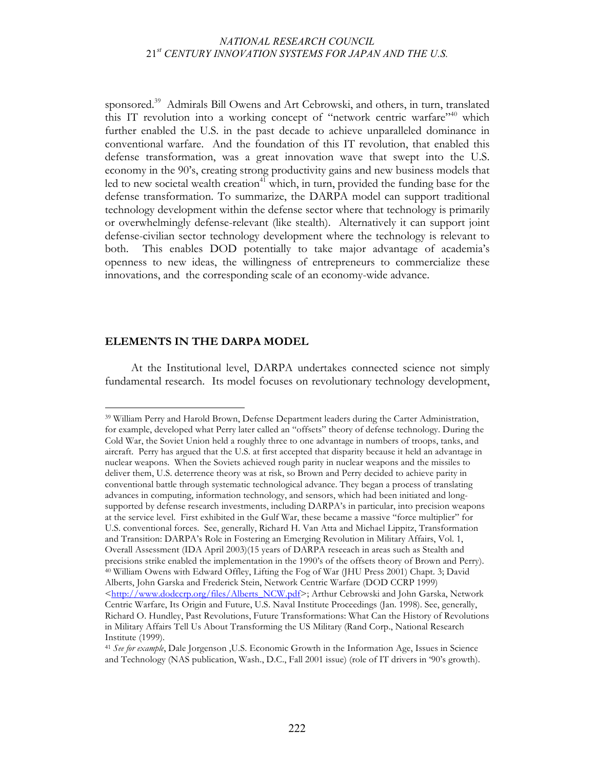sponsored.[39] Admirals Bill Owens and Art Cebrowski, and others, in turn, translated this IT revolution into a working concept of "network centric warfare"[40] which further enabled the U.S. in the past decade to achieve unparalleled dominance in conventional warfare. And the foundation of this IT revolution, that enabled this defense transformation, was a great innovation wave that swept into the U.S. economy in the 90's, creating strong productivity gains and new business models that led to new societal wealth creation[41] which, in turn, provided the funding base for the defense transformation. To summarize, the DARPA model can support traditional technology development within the defense sector where that technology is primarily or overwhelmingly defense-relevant (like stealth). Alternatively it can support joint defense-civilian sector technology development where the technology is relevant to both. This enables DOD potentially to take major advantage of academia's openness to new ideas, the willingness of entrepreneurs to commercialize these innovations, and the corresponding scale of an economy-wide advance.

## ELEMENTS IN THE DARPA MODEL

At the Institutional level, DARPA undertakes connected science not simply fundamental research. Its model focuses on revolutionary technology development,

---

[39] William Perry and Harold Brown, Defense Department leaders during the Carter Administration, for example, developed what Perry later called an "offsets" theory of defense technology. During the Cold War, the Soviet Union held a roughly three to one advantage in numbers of troops, tanks, and aircraft. Perry has argued that the U.S. at first accepted that disparity because it held an advantage in nuclear weapons. When the Soviets achieved rough parity in nuclear weapons and the missiles to deliver them, U.S. deterrence theory was at risk, so Brown and Perry decided to achieve parity in conventional battle through systematic technological advance. They began a process of translating advances in computing, information technology, and sensors, which had been initiated and long-supported by defense research investments, including DARPA's in particular, into precision weapons at the service level. First exhibited in the Gulf War, these became a massive "force multiplier" for U.S. conventional forces. See, generally, Richard H. Van Atta and Michael Lippitz, Transformation and Transition: DARPA's Role in Fostering an Emerging Revolution in Military Affairs, Vol. 1, Overall Assessment (IDA April 2003)(15 years of DARPA reseeach in areas such as Stealth and precisions strike enabled the implementation in the 1990's of the offsets theory of Brown and Perry).

[40] William Owens with Edward Offley, Lifting the Fog of War (JHU Press 2001) Chapt. 3; David Alberts, John Garska and Frederick Stein, Network Centric Warfare (DOD CCRP 1999) <http://www.dodccrp.org/files/Alberts_NCW.pdf>; Arthur Cebrowski and John Garska, Network Centric Warfare, Its Origin and Future, U.S. Naval Institute Proceedings (Jan. 1998). See, generally, Richard O. Hundley, Past Revolutions, Future Transformations: What Can the History of Revolutions in Military Affairs Tell Us About Transforming the US Military (Rand Corp., National Research Institute (1999).

[41] *See for example*, Dale Jorgenson ,U.S. Economic Growth in the Information Age, Issues in Science and Technology (NAS publication, Wash., D.C., Fall 2001 issue) (role of IT drivers in '90's growth).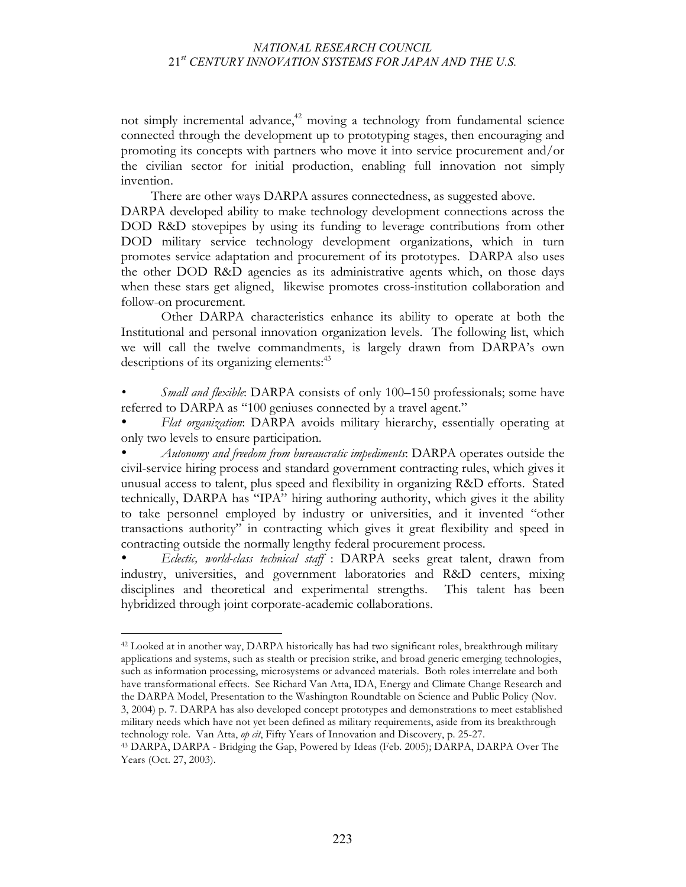not simply incremental advance,[42] moving a technology from fundamental science connected through the development up to prototyping stages, then encouraging and promoting its concepts with partners who move it into service procurement and/or the civilian sector for initial production, enabling full innovation not simply invention.

There are other ways DARPA assures connectedness, as suggested above. DARPA developed ability to make technology development connections across the DOD R&D stovepipes by using its funding to leverage contributions from other DOD military service technology development organizations, which in turn promotes service adaptation and procurement of its prototypes. DARPA also uses the other DOD R&D agencies as its administrative agents which, on those days when these stars get aligned, likewise promotes cross-institution collaboration and follow-on procurement.

Other DARPA characteristics enhance its ability to operate at both the Institutional and personal innovation organization levels. The following list, which we will call the twelve commandments, is largely drawn from DARPA's own descriptions of its organizing elements:[43]

- *Small and flexible*: DARPA consists of only 100–150 professionals; some have referred to DARPA as "100 geniuses connected by a travel agent."
- *Flat organization*: DARPA avoids military hierarchy, essentially operating at only two levels to ensure participation.
- *Autonomy and freedom from bureaucratic impediments*: DARPA operates outside the civil-service hiring process and standard government contracting rules, which gives it unusual access to talent, plus speed and flexibility in organizing R&D efforts. Stated technically, DARPA has "IPA" hiring authoring authority, which gives it the ability to take personnel employed by industry or universities, and it invented "other transactions authority" in contracting which gives it great flexibility and speed in contracting outside the normally lengthy federal procurement process.
- *Eclectic, world-class technical staff* : DARPA seeks great talent, drawn from industry, universities, and government laboratories and R&D centers, mixing disciplines and theoretical and experimental strengths. This talent has been hybridized through joint corporate-academic collaborations.

---

[42] Looked at in another way, DARPA historically has had two significant roles, breakthrough military applications and systems, such as stealth or precision strike, and broad generic emerging technologies, such as information processing, microsystems or advanced materials. Both roles interrelate and both have transformational effects. See Richard Van Atta, IDA, Energy and Climate Change Research and the DARPA Model, Presentation to the Washington Roundtable on Science and Public Policy (Nov. 3, 2004) p. 7. DARPA has also developed concept prototypes and demonstrations to meet established military needs which have not yet been defined as military requirements, aside from its breakthrough technology role. Van Atta, *op cit*, Fifty Years of Innovation and Discovery, p. 25-27.

[43] DARPA, DARPA - Bridging the Gap, Powered by Ideas (Feb. 2005); DARPA, DARPA Over The Years (Oct. 27, 2003).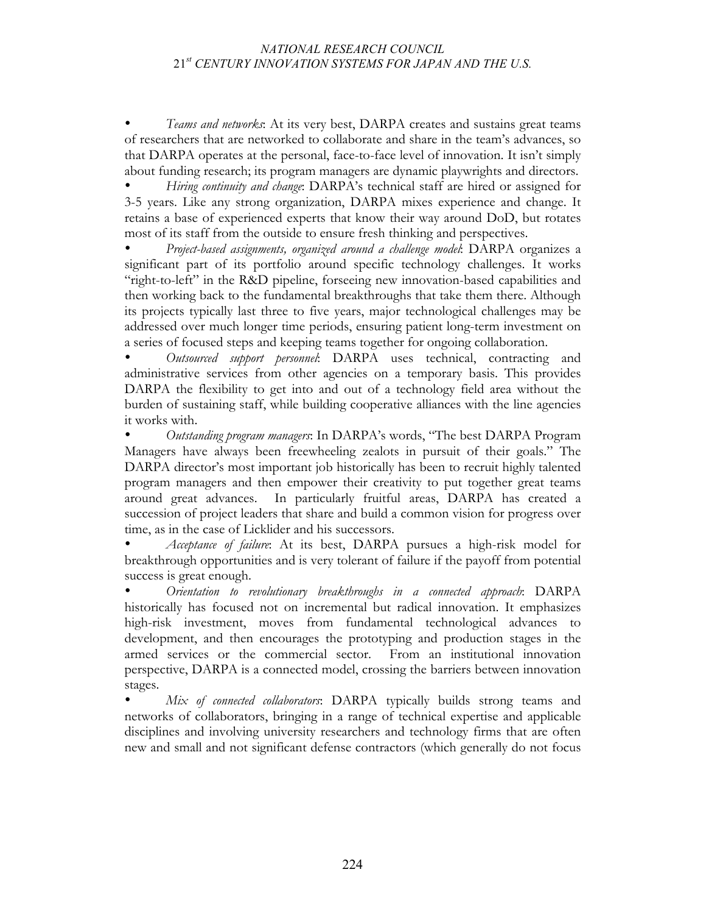- *Teams and networks*: At its very best, DARPA creates and sustains great teams of researchers that are networked to collaborate and share in the team's advances, so that DARPA operates at the personal, face-to-face level of innovation. It isn't simply about funding research; its program managers are dynamic playwrights and directors.
- *Hiring continuity and change*: DARPA's technical staff are hired or assigned for 3-5 years. Like any strong organization, DARPA mixes experience and change. It retains a base of experienced experts that know their way around DoD, but rotates most of its staff from the outside to ensure fresh thinking and perspectives.
- *Project-based assignments, organized around a challenge model*: DARPA organizes a significant part of its portfolio around specific technology challenges. It works "right-to-left" in the R&D pipeline, forseeing new innovation-based capabilities and then working back to the fundamental breakthroughs that take them there. Although its projects typically last three to five years, major technological challenges may be addressed over much longer time periods, ensuring patient long-term investment on a series of focused steps and keeping teams together for ongoing collaboration.
- *Outsourced support personnel*: DARPA uses technical, contracting and administrative services from other agencies on a temporary basis. This provides DARPA the flexibility to get into and out of a technology field area without the burden of sustaining staff, while building cooperative alliances with the line agencies it works with.
- *Outstanding program managers*: In DARPA's words, "The best DARPA Program Managers have always been freewheeling zealots in pursuit of their goals." The DARPA director's most important job historically has been to recruit highly talented program managers and then empower their creativity to put together great teams around great advances. In particularly fruitful areas, DARPA has created a succession of project leaders that share and build a common vision for progress over time, as in the case of Licklider and his successors.
- *Acceptance of failure*: At its best, DARPA pursues a high-risk model for breakthrough opportunities and is very tolerant of failure if the payoff from potential success is great enough.
- *Orientation to revolutionary breakthroughs in a connected approach*: DARPA historically has focused not on incremental but radical innovation. It emphasizes high-risk investment, moves from fundamental technological advances to development, and then encourages the prototyping and production stages in the armed services or the commercial sector. From an institutional innovation perspective, DARPA is a connected model, crossing the barriers between innovation stages.
- *Mix of connected collaborators*: DARPA typically builds strong teams and networks of collaborators, bringing in a range of technical expertise and applicable disciplines and involving university researchers and technology firms that are often new and small and not significant defense contractors (which generally do not focus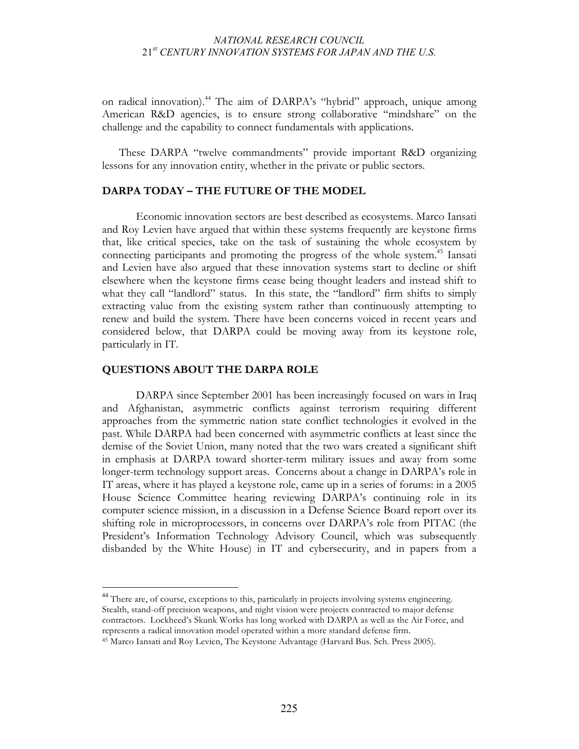on radical innovation).[44] The aim of DARPA's "hybrid" approach, unique among American R&D agencies, is to ensure strong collaborative "mindshare" on the challenge and the capability to connect fundamentals with applications.

These DARPA "twelve commandments" provide important R&D organizing lessons for any innovation entity, whether in the private or public sectors.

## DARPA TODAY – THE FUTURE OF THE MODEL

Economic innovation sectors are best described as ecosystems. Marco Iansati and Roy Levien have argued that within these systems frequently are keystone firms that, like critical species, take on the task of sustaining the whole ecosystem by connecting participants and promoting the progress of the whole system.[45] Iansati and Levien have also argued that these innovation systems start to decline or shift elsewhere when the keystone firms cease being thought leaders and instead shift to what they call "landlord" status. In this state, the "landlord" firm shifts to simply extracting value from the existing system rather than continuously attempting to renew and build the system. There have been concerns voiced in recent years and considered below, that DARPA could be moving away from its keystone role, particularly in IT.

## QUESTIONS ABOUT THE DARPA ROLE

DARPA since September 2001 has been increasingly focused on wars in Iraq and Afghanistan, asymmetric conflicts against terrorism requiring different approaches from the symmetric nation state conflict technologies it evolved in the past. While DARPA had been concerned with asymmetric conflicts at least since the demise of the Soviet Union, many noted that the two wars created a significant shift in emphasis at DARPA toward shorter-term military issues and away from some longer-term technology support areas. Concerns about a change in DARPA's role in IT areas, where it has played a keystone role, came up in a series of forums: in a 2005 House Science Committee hearing reviewing DARPA's continuing role in its computer science mission, in a discussion in a Defense Science Board report over its shifting role in microprocessors, in concerns over DARPA's role from PITAC (the President's Information Technology Advisory Council, which was subsequently disbanded by the White House) in IT and cybersecurity, and in papers from a

---

[44] There are, of course, exceptions to this, particularly in projects involving systems engineering. Stealth, stand-off precision weapons, and night vision were projects contracted to major defense contractors. Lockheed's Skunk Works has long worked with DARPA as well as the Air Force, and represents a radical innovation model operated within a more standard defense firm.

[45] Marco Iansati and Roy Levien, The Keystone Advantage (Harvard Bus. Sch. Press 2005).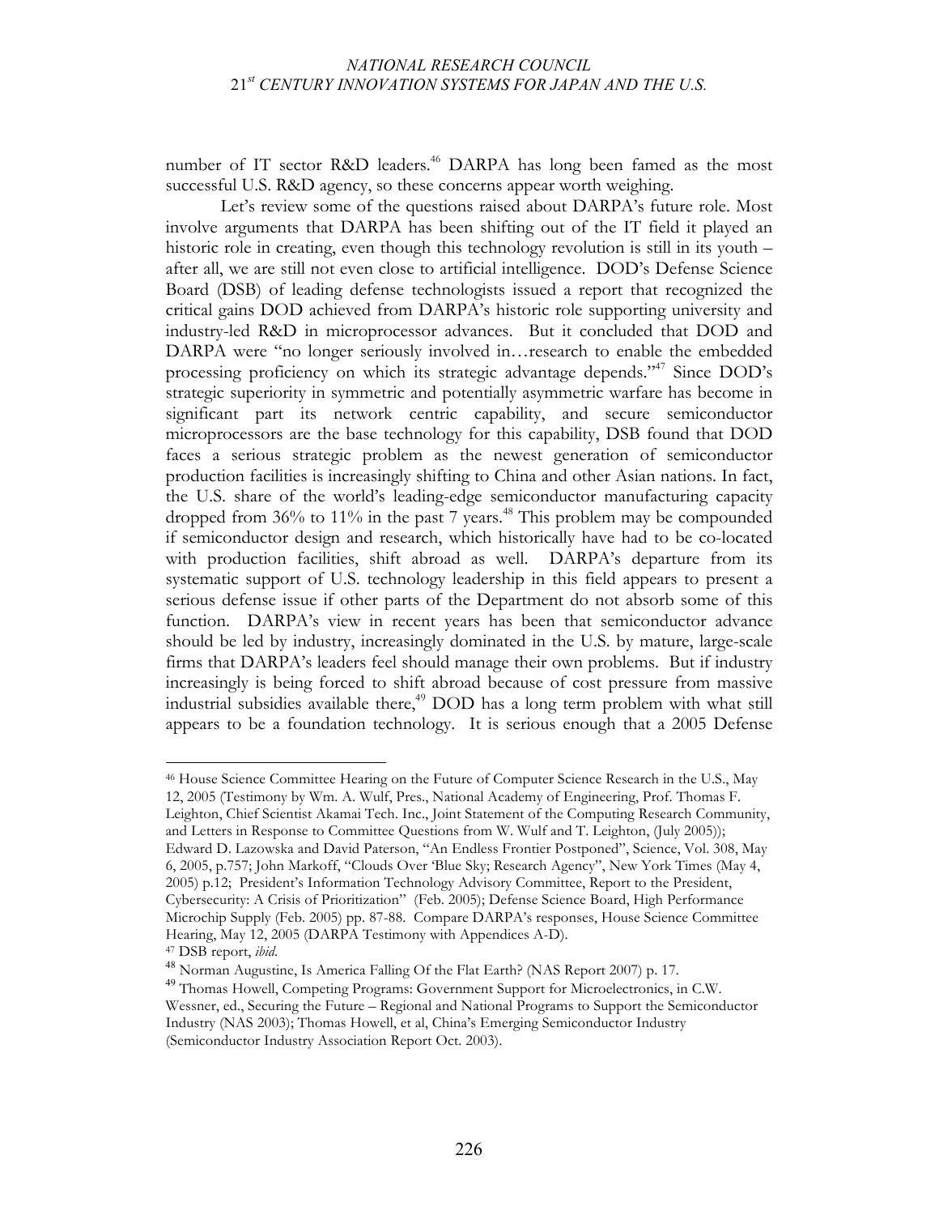number of IT sector R&D leaders.[46] DARPA has long been famed as the most successful U.S. R&D agency, so these concerns appear worth weighing.

Let's review some of the questions raised about DARPA's future role. Most involve arguments that DARPA has been shifting out of the IT field it played an historic role in creating, even though this technology revolution is still in its youth – after all, we are still not even close to artificial intelligence. DOD's Defense Science Board (DSB) of leading defense technologists issued a report that recognized the critical gains DOD achieved from DARPA's historic role supporting university and industry-led R&D in microprocessor advances. But it concluded that DOD and DARPA were "no longer seriously involved in…research to enable the embedded processing proficiency on which its strategic advantage depends."[47] Since DOD's strategic superiority in symmetric and potentially asymmetric warfare has become in significant part its network centric capability, and secure semiconductor microprocessors are the base technology for this capability, DSB found that DOD faces a serious strategic problem as the newest generation of semiconductor production facilities is increasingly shifting to China and other Asian nations. In fact, the U.S. share of the world's leading-edge semiconductor manufacturing capacity dropped from 36% to 11% in the past 7 years.[48] This problem may be compounded if semiconductor design and research, which historically have had to be co-located with production facilities, shift abroad as well. DARPA's departure from its systematic support of U.S. technology leadership in this field appears to present a serious defense issue if other parts of the Department do not absorb some of this function. DARPA's view in recent years has been that semiconductor advance should be led by industry, increasingly dominated in the U.S. by mature, large-scale firms that DARPA's leaders feel should manage their own problems. But if industry increasingly is being forced to shift abroad because of cost pressure from massive industrial subsidies available there,[49] DOD has a long term problem with what still appears to be a foundation technology. It is serious enough that a 2005 Defense

---

[46] House Science Committee Hearing on the Future of Computer Science Research in the U.S., May 12, 2005 (Testimony by Wm. A. Wulf, Pres., National Academy of Engineering, Prof. Thomas F. Leighton, Chief Scientist Akamai Tech. Inc., Joint Statement of the Computing Research Community, and Letters in Response to Committee Questions from W. Wulf and T. Leighton, (July 2005)); Edward D. Lazowska and David Paterson, "An Endless Frontier Postponed", Science, Vol. 308, May 6, 2005, p.757; John Markoff, "Clouds Over 'Blue Sky; Research Agency", New York Times (May 4, 2005) p.12; President's Information Technology Advisory Committee, Report to the President, Cybersecurity: A Crisis of Prioritization" (Feb. 2005); Defense Science Board, High Performance Microchip Supply (Feb. 2005) pp. 87-88. Compare DARPA's responses, House Science Committee Hearing, May 12, 2005 (DARPA Testimony with Appendices A-D).

[47] DSB report, *ibid*.

[48] Norman Augustine, Is America Falling Of the Flat Earth? (NAS Report 2007) p. 17.

[49] Thomas Howell, Competing Programs: Government Support for Microelectronics, in C.W. Wessner, ed., Securing the Future – Regional and National Programs to Support the Semiconductor Industry (NAS 2003); Thomas Howell, et al, China's Emerging Semiconductor Industry (Semiconductor Industry Association Report Oct. 2003).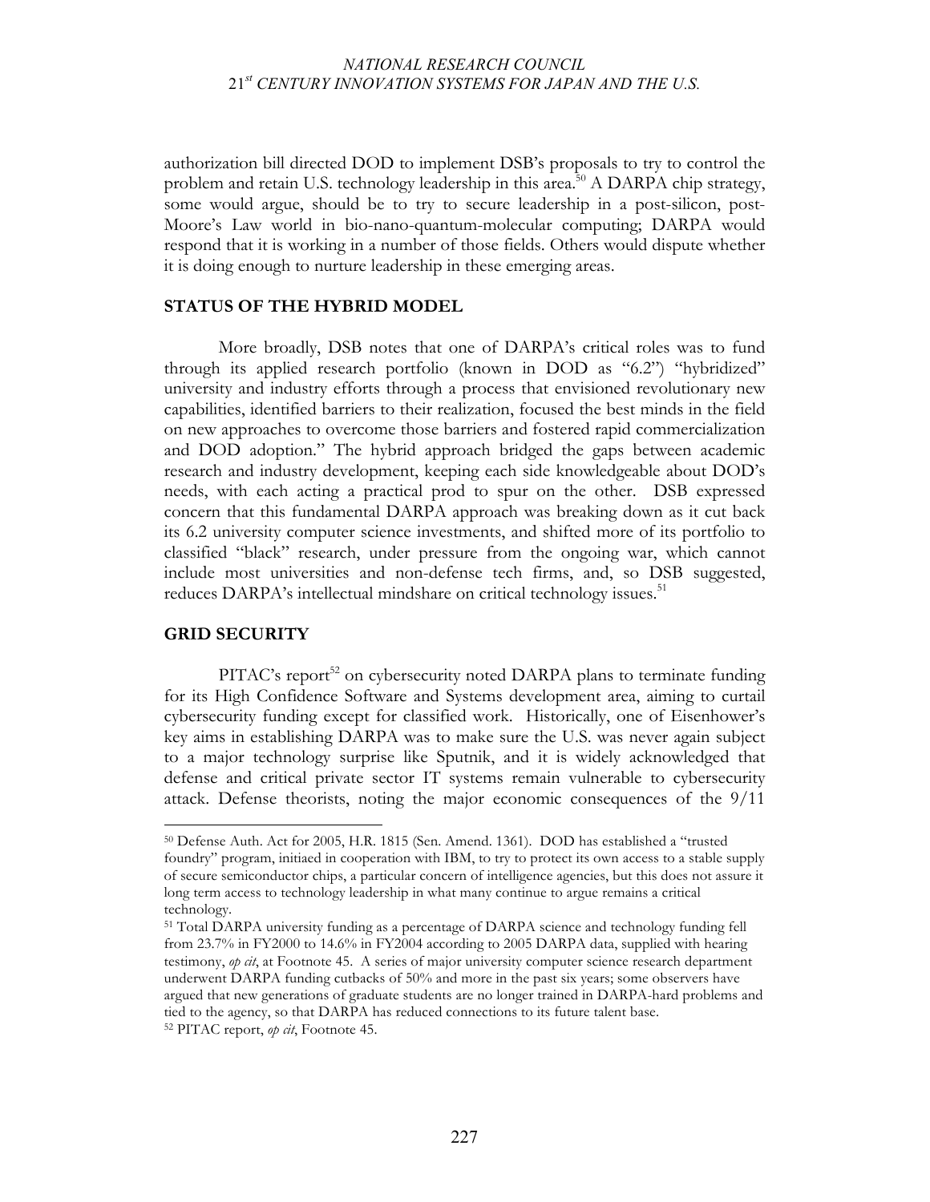authorization bill directed DOD to implement DSB's proposals to try to control the problem and retain U.S. technology leadership in this area.[50] A DARPA chip strategy, some would argue, should be to try to secure leadership in a post-silicon, post-Moore's Law world in bio-nano-quantum-molecular computing; DARPA would respond that it is working in a number of those fields. Others would dispute whether it is doing enough to nurture leadership in these emerging areas.

## STATUS OF THE HYBRID MODEL

More broadly, DSB notes that one of DARPA's critical roles was to fund through its applied research portfolio (known in DOD as "6.2") "hybridized" university and industry efforts through a process that envisioned revolutionary new capabilities, identified barriers to their realization, focused the best minds in the field on new approaches to overcome those barriers and fostered rapid commercialization and DOD adoption." The hybrid approach bridged the gaps between academic research and industry development, keeping each side knowledgeable about DOD's needs, with each acting a practical prod to spur on the other. DSB expressed concern that this fundamental DARPA approach was breaking down as it cut back its 6.2 university computer science investments, and shifted more of its portfolio to classified "black" research, under pressure from the ongoing war, which cannot include most universities and non-defense tech firms, and, so DSB suggested, reduces DARPA's intellectual mindshare on critical technology issues.[51]

## GRID SECURITY

PITAC's report[52] on cybersecurity noted DARPA plans to terminate funding for its High Confidence Software and Systems development area, aiming to curtail cybersecurity funding except for classified work. Historically, one of Eisenhower's key aims in establishing DARPA was to make sure the U.S. was never again subject to a major technology surprise like Sputnik, and it is widely acknowledged that defense and critical private sector IT systems remain vulnerable to cybersecurity attack. Defense theorists, noting the major economic consequences of the 9/11

---

[50] Defense Auth. Act for 2005, H.R. 1815 (Sen. Amend. 1361). DOD has established a "trusted foundry" program, initiaed in cooperation with IBM, to try to protect its own access to a stable supply of secure semiconductor chips, a particular concern of intelligence agencies, but this does not assure it long term access to technology leadership in what many continue to argue remains a critical technology.

[51] Total DARPA university funding as a percentage of DARPA science and technology funding fell from 23.7% in FY2000 to 14.6% in FY2004 according to 2005 DARPA data, supplied with hearing testimony, *op cit*, at Footnote 45. A series of major university computer science research department underwent DARPA funding cutbacks of 50% and more in the past six years; some observers have argued that new generations of graduate students are no longer trained in DARPA-hard problems and tied to the agency, so that DARPA has reduced connections to its future talent base.

[52] PITAC report, *op cit*, Footnote 45.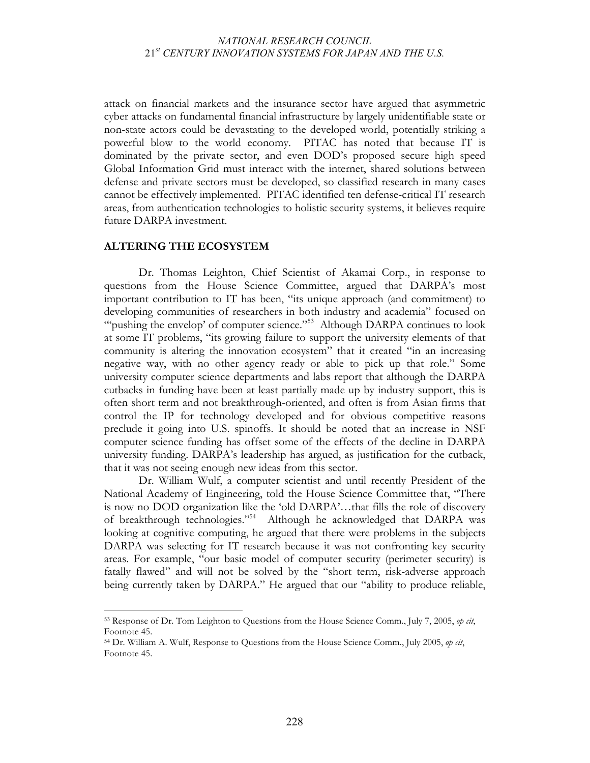attack on financial markets and the insurance sector have argued that asymmetric cyber attacks on fundamental financial infrastructure by largely unidentifiable state or non-state actors could be devastating to the developed world, potentially striking a powerful blow to the world economy. PITAC has noted that because IT is dominated by the private sector, and even DOD's proposed secure high speed Global Information Grid must interact with the internet, shared solutions between defense and private sectors must be developed, so classified research in many cases cannot be effectively implemented. PITAC identified ten defense-critical IT research areas, from authentication technologies to holistic security systems, it believes require future DARPA investment.

## ALTERING THE ECOSYSTEM

Dr. Thomas Leighton, Chief Scientist of Akamai Corp., in response to questions from the House Science Committee, argued that DARPA's most important contribution to IT has been, "its unique approach (and commitment) to developing communities of researchers in both industry and academia" focused on "'pushing the envelop' of computer science."[53] Although DARPA continues to look at some IT problems, "its growing failure to support the university elements of that community is altering the innovation ecosystem" that it created "in an increasing negative way, with no other agency ready or able to pick up that role." Some university computer science departments and labs report that although the DARPA cutbacks in funding have been at least partially made up by industry support, this is often short term and not breakthrough-oriented, and often is from Asian firms that control the IP for technology developed and for obvious competitive reasons preclude it going into U.S. spinoffs. It should be noted that an increase in NSF computer science funding has offset some of the effects of the decline in DARPA university funding. DARPA's leadership has argued, as justification for the cutback, that it was not seeing enough new ideas from this sector.

Dr. William Wulf, a computer scientist and until recently President of the National Academy of Engineering, told the House Science Committee that, "There is now no DOD organization like the 'old DARPA'…that fills the role of discovery of breakthrough technologies."[54] Although he acknowledged that DARPA was looking at cognitive computing, he argued that there were problems in the subjects DARPA was selecting for IT research because it was not confronting key security areas. For example, "our basic model of computer security (perimeter security) is fatally flawed" and will not be solved by the "short term, risk-adverse approach being currently taken by DARPA." He argued that our "ability to produce reliable,

---

[53] Response of Dr. Tom Leighton to Questions from the House Science Comm., July 7, 2005, *op cit*, Footnote 45.

[54] Dr. William A. Wulf, Response to Questions from the House Science Comm., July 2005, *op cit*, Footnote 45.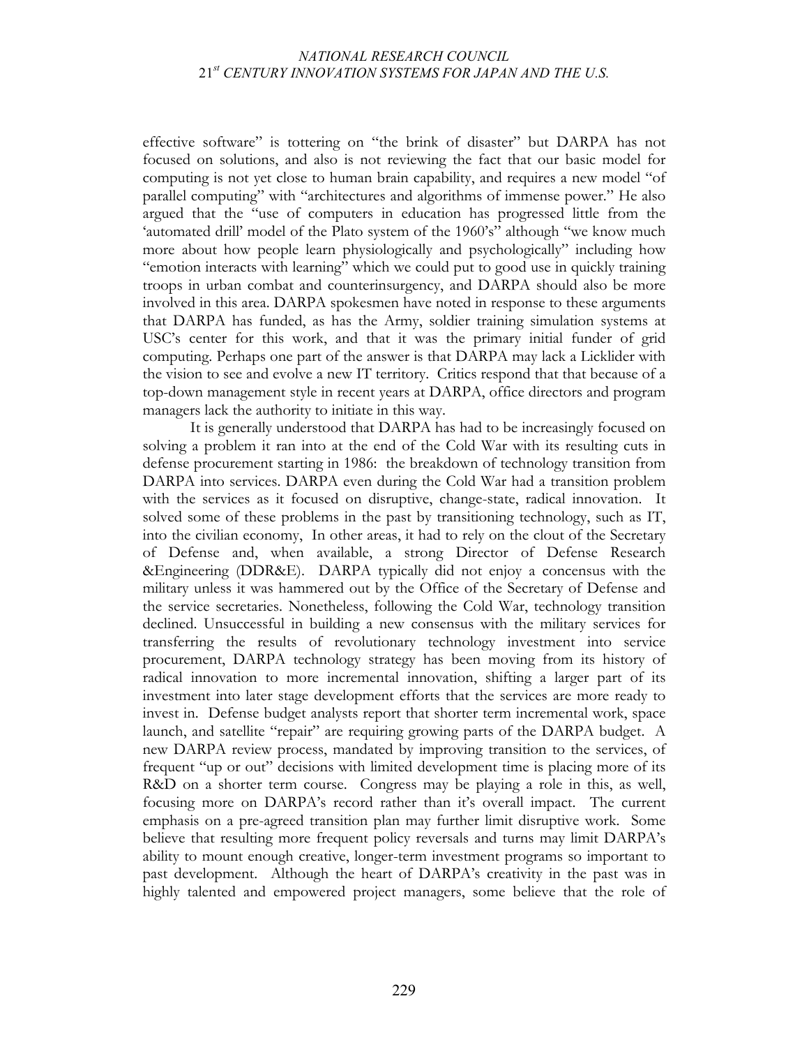effective software" is tottering on "the brink of disaster" but DARPA has not focused on solutions, and also is not reviewing the fact that our basic model for computing is not yet close to human brain capability, and requires a new model "of parallel computing" with "architectures and algorithms of immense power." He also argued that the "use of computers in education has progressed little from the 'automated drill' model of the Plato system of the 1960's" although "we know much more about how people learn physiologically and psychologically" including how "emotion interacts with learning" which we could put to good use in quickly training troops in urban combat and counterinsurgency, and DARPA should also be more involved in this area. DARPA spokesmen have noted in response to these arguments that DARPA has funded, as has the Army, soldier training simulation systems at USC's center for this work, and that it was the primary initial funder of grid computing. Perhaps one part of the answer is that DARPA may lack a Licklider with the vision to see and evolve a new IT territory. Critics respond that that because of a top-down management style in recent years at DARPA, office directors and program managers lack the authority to initiate in this way.

It is generally understood that DARPA has had to be increasingly focused on solving a problem it ran into at the end of the Cold War with its resulting cuts in defense procurement starting in 1986: the breakdown of technology transition from DARPA into services. DARPA even during the Cold War had a transition problem with the services as it focused on disruptive, change-state, radical innovation. It solved some of these problems in the past by transitioning technology, such as IT, into the civilian economy, In other areas, it had to rely on the clout of the Secretary of Defense and, when available, a strong Director of Defense Research &Engineering (DDR&E). DARPA typically did not enjoy a concensus with the military unless it was hammered out by the Office of the Secretary of Defense and the service secretaries. Nonetheless, following the Cold War, technology transition declined. Unsuccessful in building a new consensus with the military services for transferring the results of revolutionary technology investment into service procurement, DARPA technology strategy has been moving from its history of radical innovation to more incremental innovation, shifting a larger part of its investment into later stage development efforts that the services are more ready to invest in. Defense budget analysts report that shorter term incremental work, space launch, and satellite "repair" are requiring growing parts of the DARPA budget. A new DARPA review process, mandated by improving transition to the services, of frequent "up or out" decisions with limited development time is placing more of its R&D on a shorter term course. Congress may be playing a role in this, as well, focusing more on DARPA's record rather than it's overall impact. The current emphasis on a pre-agreed transition plan may further limit disruptive work. Some believe that resulting more frequent policy reversals and turns may limit DARPA's ability to mount enough creative, longer-term investment programs so important to past development. Although the heart of DARPA's creativity in the past was in highly talented and empowered project managers, some believe that the role of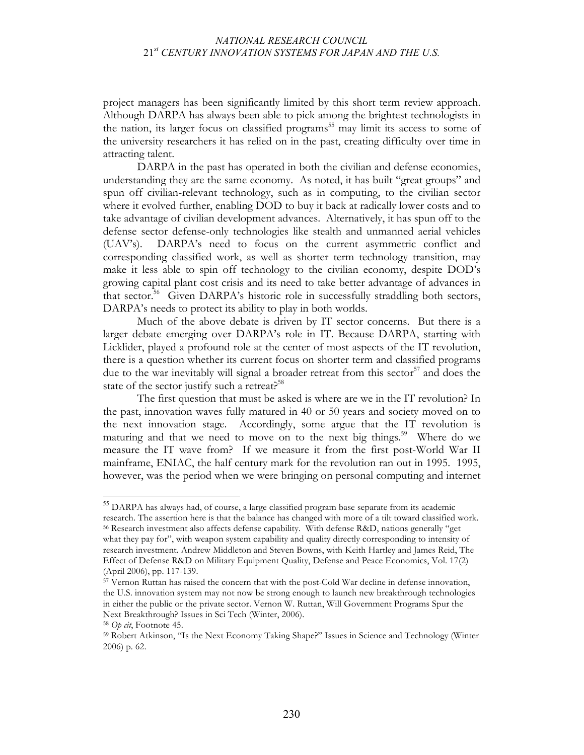project managers has been significantly limited by this short term review approach. Although DARPA has always been able to pick among the brightest technologists in the nation, its larger focus on classified programs[55] may limit its access to some of the university researchers it has relied on in the past, creating difficulty over time in attracting talent.

DARPA in the past has operated in both the civilian and defense economies, understanding they are the same economy. As noted, it has built "great groups" and spun off civilian-relevant technology, such as in computing, to the civilian sector where it evolved further, enabling DOD to buy it back at radically lower costs and to take advantage of civilian development advances. Alternatively, it has spun off to the defense sector defense-only technologies like stealth and unmanned aerial vehicles (UAV's). DARPA's need to focus on the current asymmetric conflict and corresponding classified work, as well as shorter term technology transition, may make it less able to spin off technology to the civilian economy, despite DOD's growing capital plant cost crisis and its need to take better advantage of advances in that sector.[56] Given DARPA's historic role in successfully straddling both sectors, DARPA's needs to protect its ability to play in both worlds.

Much of the above debate is driven by IT sector concerns. But there is a larger debate emerging over DARPA's role in IT. Because DARPA, starting with Licklider, played a profound role at the center of most aspects of the IT revolution, there is a question whether its current focus on shorter term and classified programs due to the war inevitably will signal a broader retreat from this sector[57] and does the state of the sector justify such a retreat?[58]

The first question that must be asked is where are we in the IT revolution? In the past, innovation waves fully matured in 40 or 50 years and society moved on to the next innovation stage. Accordingly, some argue that the IT revolution is maturing and that we need to move on to the next big things.[59] Where do we measure the IT wave from? If we measure it from the first post-World War II mainframe, ENIAC, the half century mark for the revolution ran out in 1995. 1995, however, was the period when we were bringing on personal computing and internet

---

[55] DARPA has always had, of course, a large classified program base separate from its academic research. The assertion here is that the balance has changed with more of a tilt toward classified work.

[56] Research investment also affects defense capability. With defense R&D, nations generally "get what they pay for", with weapon system capability and quality directly corresponding to intensity of research investment. Andrew Middleton and Steven Bowns, with Keith Hartley and James Reid, The Effect of Defense R&D on Military Equipment Quality, Defense and Peace Economics, Vol. 17(2) (April 2006), pp. 117-139.

[57] Vernon Ruttan has raised the concern that with the post-Cold War decline in defense innovation, the U.S. innovation system may not now be strong enough to launch new breakthrough technologies in either the public or the private sector. Vernon W. Ruttan, Will Government Programs Spur the Next Breakthrough? Issues in Sci Tech (Winter, 2006).

[58] *Op cit*, Footnote 45.

[59] Robert Atkinson, "Is the Next Economy Taking Shape?" Issues in Science and Technology (Winter 2006) p. 62.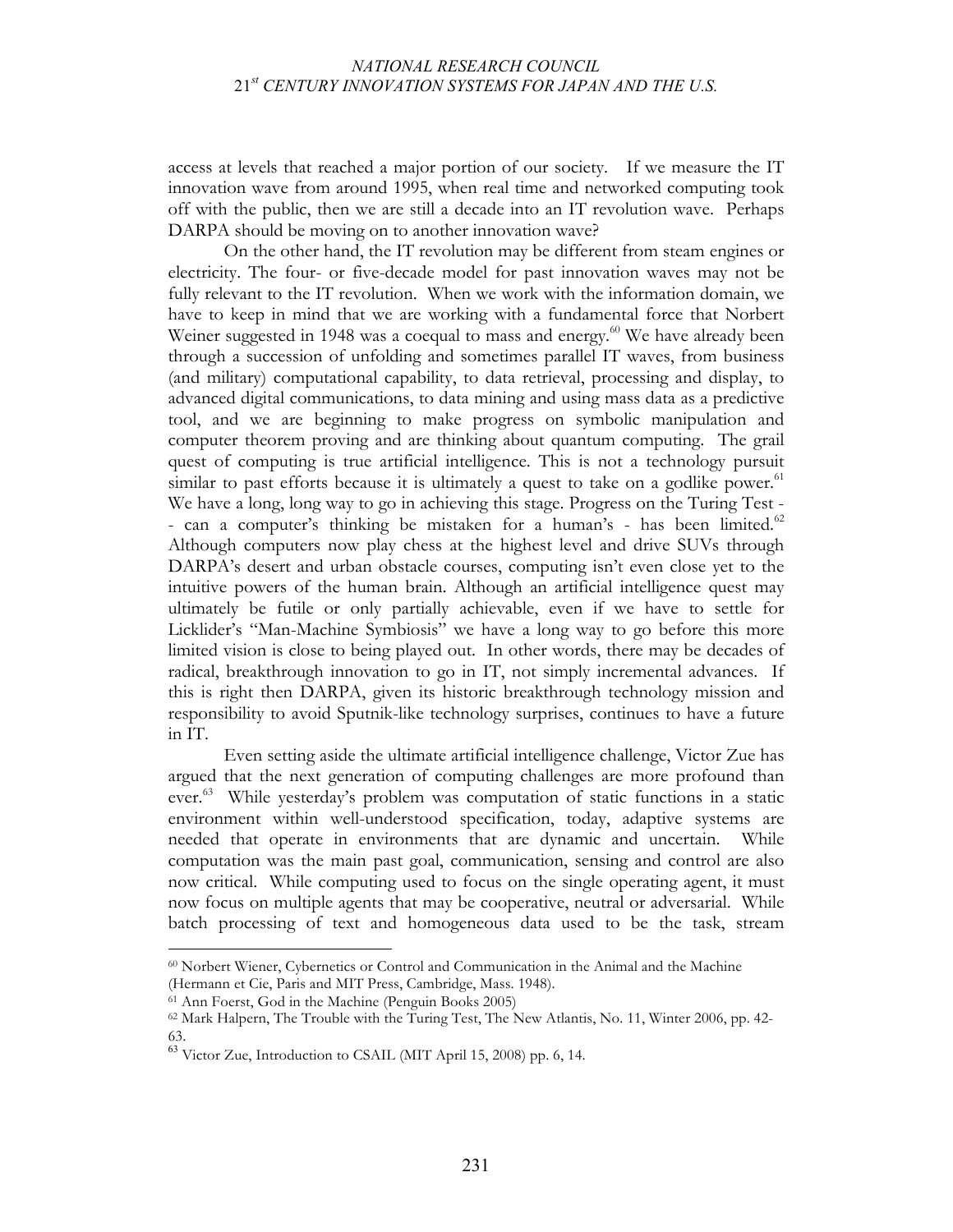access at levels that reached a major portion of our society. If we measure the IT innovation wave from around 1995, when real time and networked computing took off with the public, then we are still a decade into an IT revolution wave. Perhaps DARPA should be moving on to another innovation wave?

On the other hand, the IT revolution may be different from steam engines or electricity. The four- or five-decade model for past innovation waves may not be fully relevant to the IT revolution. When we work with the information domain, we have to keep in mind that we are working with a fundamental force that Norbert Weiner suggested in 1948 was a coequal to mass and energy.[60] We have already been through a succession of unfolding and sometimes parallel IT waves, from business (and military) computational capability, to data retrieval, processing and display, to advanced digital communications, to data mining and using mass data as a predictive tool, and we are beginning to make progress on symbolic manipulation and computer theorem proving and are thinking about quantum computing. The grail quest of computing is true artificial intelligence. This is not a technology pursuit similar to past efforts because it is ultimately a quest to take on a godlike power.[61] We have a long, long way to go in achieving this stage. Progress on the Turing Test -- can a computer's thinking be mistaken for a human's - has been limited.[62] Although computers now play chess at the highest level and drive SUVs through DARPA's desert and urban obstacle courses, computing isn't even close yet to the intuitive powers of the human brain. Although an artificial intelligence quest may ultimately be futile or only partially achievable, even if we have to settle for Licklider's "Man-Machine Symbiosis" we have a long way to go before this more limited vision is close to being played out. In other words, there may be decades of radical, breakthrough innovation to go in IT, not simply incremental advances. If this is right then DARPA, given its historic breakthrough technology mission and responsibility to avoid Sputnik-like technology surprises, continues to have a future in IT.

Even setting aside the ultimate artificial intelligence challenge, Victor Zue has argued that the next generation of computing challenges are more profound than ever.[63] While yesterday's problem was computation of static functions in a static environment within well-understood specification, today, adaptive systems are needed that operate in environments that are dynamic and uncertain. While computation was the main past goal, communication, sensing and control are also now critical. While computing used to focus on the single operating agent, it must now focus on multiple agents that may be cooperative, neutral or adversarial. While batch processing of text and homogeneous data used to be the task, stream

---

[60] Norbert Wiener, Cybernetics or Control and Communication in the Animal and the Machine (Hermann et Cie, Paris and MIT Press, Cambridge, Mass. 1948).

[61] Ann Foerst, God in the Machine (Penguin Books 2005)

[62] Mark Halpern, The Trouble with the Turing Test, The New Atlantis, No. 11, Winter 2006, pp. 42-63.

[63] Victor Zue, Introduction to CSAIL (MIT April 15, 2008) pp. 6, 14.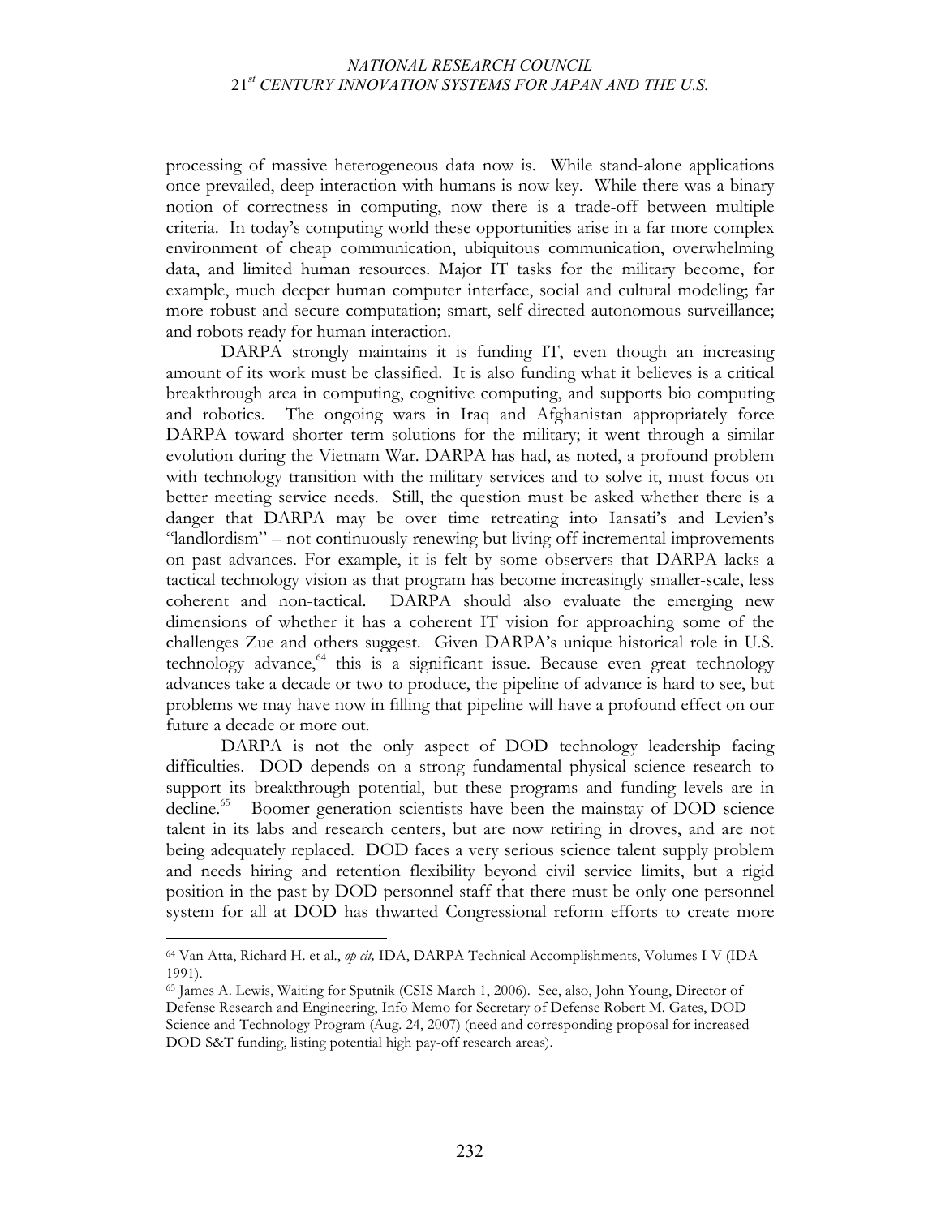processing of massive heterogeneous data now is. While stand-alone applications once prevailed, deep interaction with humans is now key. While there was a binary notion of correctness in computing, now there is a trade-off between multiple criteria. In today's computing world these opportunities arise in a far more complex environment of cheap communication, ubiquitous communication, overwhelming data, and limited human resources. Major IT tasks for the military become, for example, much deeper human computer interface, social and cultural modeling; far more robust and secure computation; smart, self-directed autonomous surveillance; and robots ready for human interaction.

DARPA strongly maintains it is funding IT, even though an increasing amount of its work must be classified. It is also funding what it believes is a critical breakthrough area in computing, cognitive computing, and supports bio computing and robotics. The ongoing wars in Iraq and Afghanistan appropriately force DARPA toward shorter term solutions for the military; it went through a similar evolution during the Vietnam War. DARPA has had, as noted, a profound problem with technology transition with the military services and to solve it, must focus on better meeting service needs. Still, the question must be asked whether there is a danger that DARPA may be over time retreating into Iansati's and Levien's "landlordism" – not continuously renewing but living off incremental improvements on past advances. For example, it is felt by some observers that DARPA lacks a tactical technology vision as that program has become increasingly smaller-scale, less coherent and non-tactical. DARPA should also evaluate the emerging new dimensions of whether it has a coherent IT vision for approaching some of the challenges Zue and others suggest. Given DARPA's unique historical role in U.S. technology advance,[64] this is a significant issue. Because even great technology advances take a decade or two to produce, the pipeline of advance is hard to see, but problems we may have now in filling that pipeline will have a profound effect on our future a decade or more out.

DARPA is not the only aspect of DOD technology leadership facing difficulties. DOD depends on a strong fundamental physical science research to support its breakthrough potential, but these programs and funding levels are in decline.[65] Boomer generation scientists have been the mainstay of DOD science talent in its labs and research centers, but are now retiring in droves, and are not being adequately replaced. DOD faces a very serious science talent supply problem and needs hiring and retention flexibility beyond civil service limits, but a rigid position in the past by DOD personnel staff that there must be only one personnel system for all at DOD has thwarted Congressional reform efforts to create more

---

[64] Van Atta, Richard H. et al., *op cit,* IDA, DARPA Technical Accomplishments, Volumes I-V (IDA 1991).

[65] James A. Lewis, Waiting for Sputnik (CSIS March 1, 2006). See, also, John Young, Director of Defense Research and Engineering, Info Memo for Secretary of Defense Robert M. Gates, DOD Science and Technology Program (Aug. 24, 2007) (need and corresponding proposal for increased DOD S&T funding, listing potential high pay-off research areas).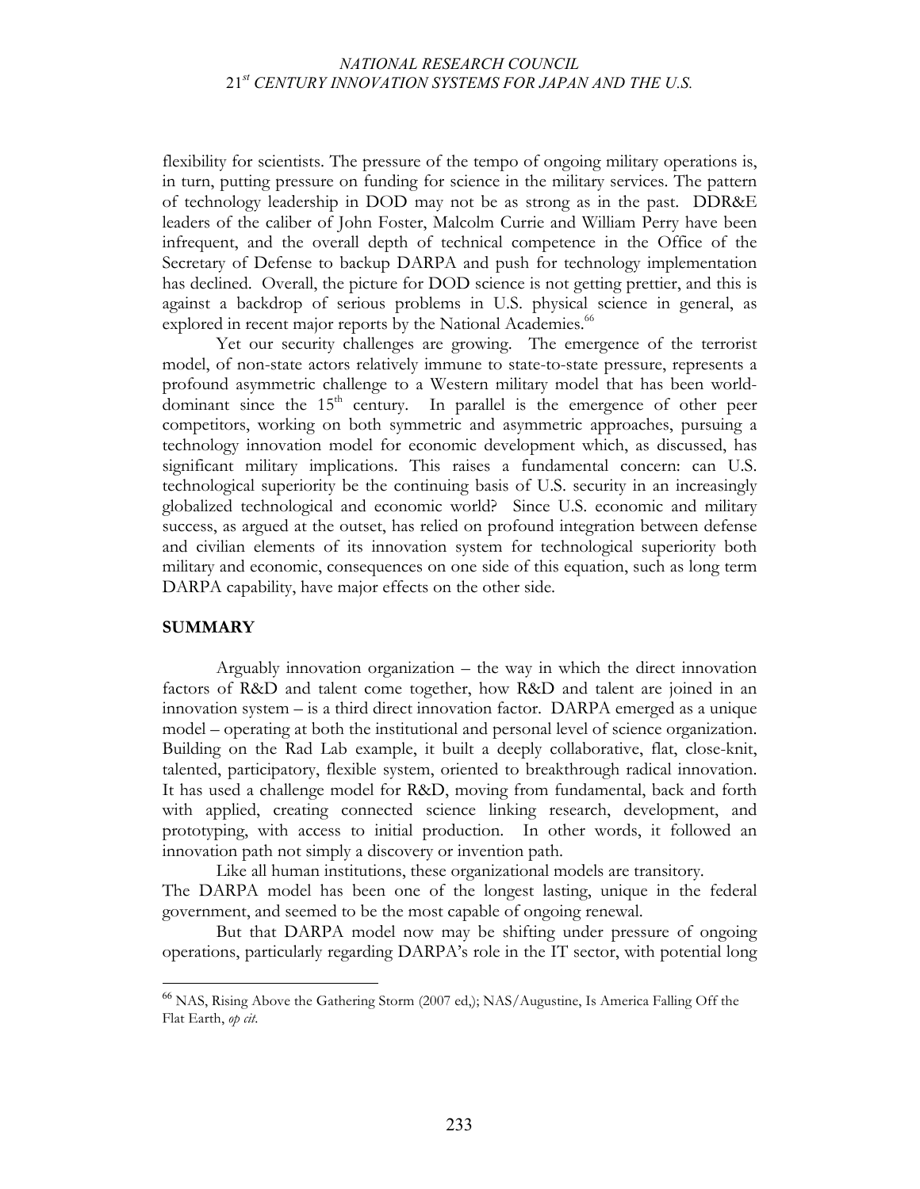flexibility for scientists. The pressure of the tempo of ongoing military operations is, in turn, putting pressure on funding for science in the military services. The pattern of technology leadership in DOD may not be as strong as in the past. DDR&E leaders of the caliber of John Foster, Malcolm Currie and William Perry have been infrequent, and the overall depth of technical competence in the Office of the Secretary of Defense to backup DARPA and push for technology implementation has declined. Overall, the picture for DOD science is not getting prettier, and this is against a backdrop of serious problems in U.S. physical science in general, as explored in recent major reports by the National Academies.[66]

Yet our security challenges are growing. The emergence of the terrorist model, of non-state actors relatively immune to state-to-state pressure, represents a profound asymmetric challenge to a Western military model that has been world-dominant since the 15th century. In parallel is the emergence of other peer competitors, working on both symmetric and asymmetric approaches, pursuing a technology innovation model for economic development which, as discussed, has significant military implications. This raises a fundamental concern: can U.S. technological superiority be the continuing basis of U.S. security in an increasingly globalized technological and economic world? Since U.S. economic and military success, as argued at the outset, has relied on profound integration between defense and civilian elements of its innovation system for technological superiority both military and economic, consequences on one side of this equation, such as long term DARPA capability, have major effects on the other side.

## SUMMARY

Arguably innovation organization – the way in which the direct innovation factors of R&D and talent come together, how R&D and talent are joined in an innovation system – is a third direct innovation factor. DARPA emerged as a unique model – operating at both the institutional and personal level of science organization. Building on the Rad Lab example, it built a deeply collaborative, flat, close-knit, talented, participatory, flexible system, oriented to breakthrough radical innovation. It has used a challenge model for R&D, moving from fundamental, back and forth with applied, creating connected science linking research, development, and prototyping, with access to initial production. In other words, it followed an innovation path not simply a discovery or invention path.

Like all human institutions, these organizational models are transitory. The DARPA model has been one of the longest lasting, unique in the federal government, and seemed to be the most capable of ongoing renewal.

But that DARPA model now may be shifting under pressure of ongoing operations, particularly regarding DARPA's role in the IT sector, with potential long

---

[66] NAS, Rising Above the Gathering Storm (2007 ed,); NAS/Augustine, Is America Falling Off the Flat Earth, *op cit*.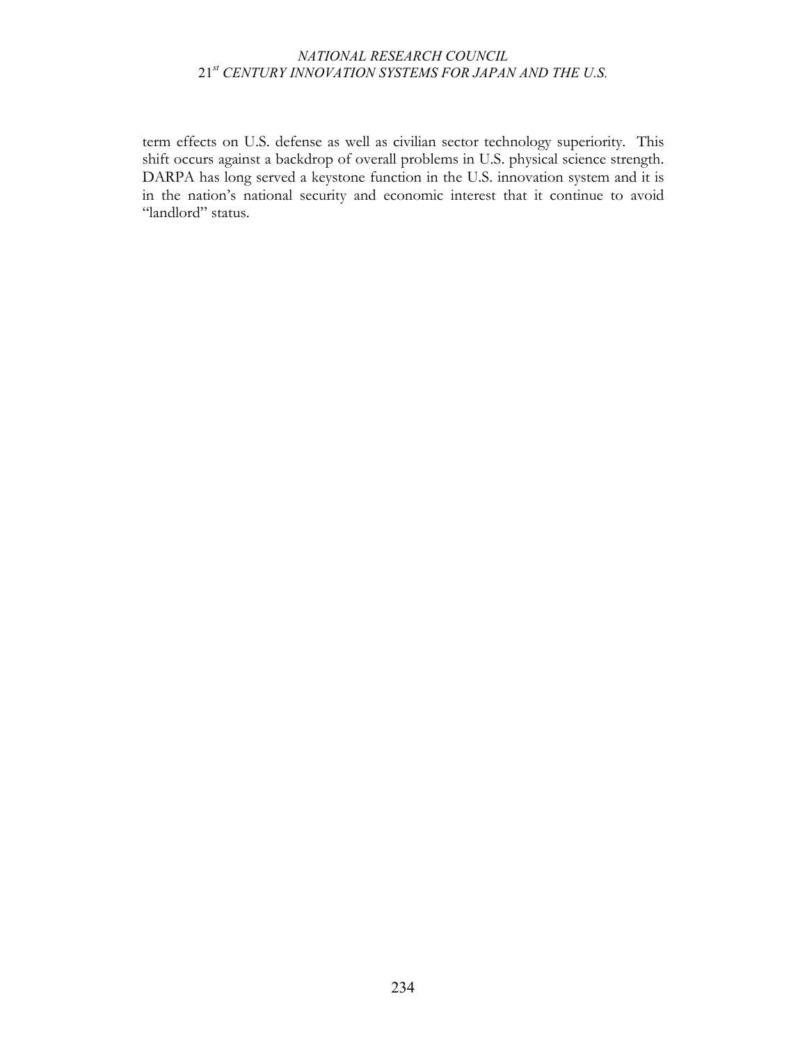term effects on U.S. defense as well as civilian sector technology superiority. This shift occurs against a backdrop of overall problems in U.S. physical science strength. DARPA has long served a keystone function in the U.S. innovation system and it is in the nation's national security and economic interest that it continue to avoid "landlord" status.